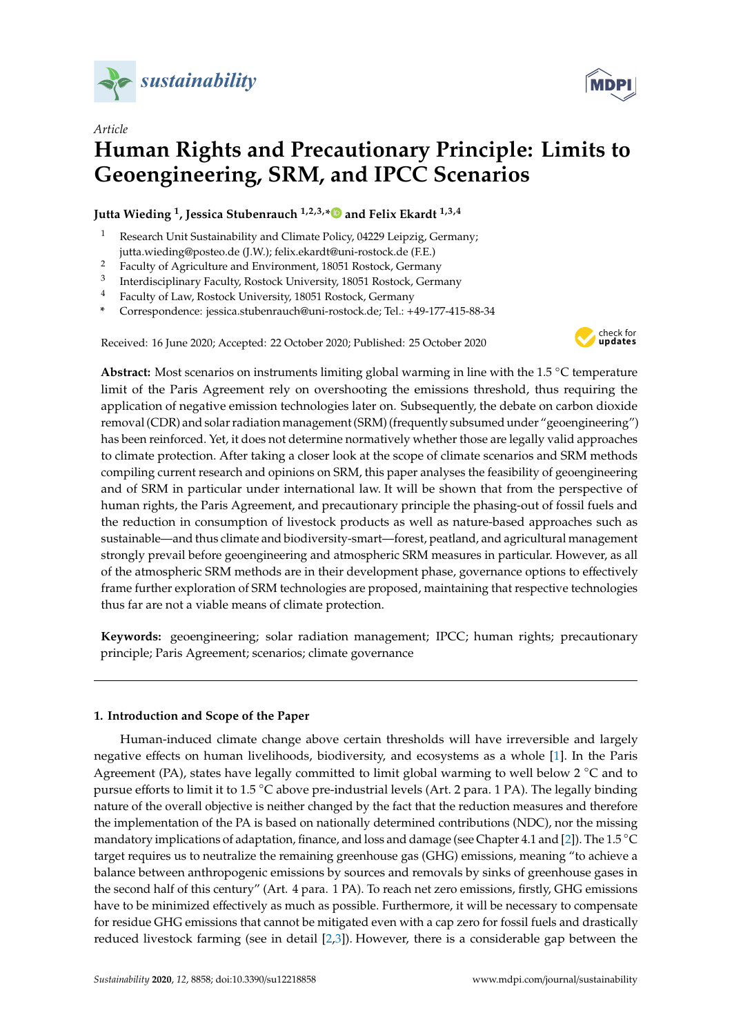*Article*

# Human Rights and Precautionary Principle: Limits to Geoengineering, SRM, and IPCC Scenarios

**Jutta Wieding [1], Jessica Stubenrauch [1,2,3,*] and Felix Ekardt [1,3,4]**

[1] Research Unit Sustainability and Climate Policy, 04229 Leipzig, Germany; jutta.wieding@posteo.de (J.W.); felix.ekardt@uni-rostock.de (F.E.)

[2] Faculty of Agriculture and Environment, 18051 Rostock, Germany

[3] Interdisciplinary Faculty, Rostock University, 18051 Rostock, Germany

[4] Faculty of Law, Rostock University, 18051 Rostock, Germany

[*] Correspondence: jessica.stubenrauch@uni-rostock.de; Tel.: +49-177-415-88-34

Received: 16 June 2020; Accepted: 22 October 2020; Published: 25 October 2020

**Abstract:** Most scenarios on instruments limiting global warming in line with the 1.5 °C temperature limit of the Paris Agreement rely on overshooting the emissions threshold, thus requiring the application of negative emission technologies later on. Subsequently, the debate on carbon dioxide removal (CDR) and solar radiation management (SRM) (frequently subsumed under "geoengineering") has been reinforced. Yet, it does not determine normatively whether those are legally valid approaches to climate protection. After taking a closer look at the scope of climate scenarios and SRM methods compiling current research and opinions on SRM, this paper analyses the feasibility of geoengineering and of SRM in particular under international law. It will be shown that from the perspective of human rights, the Paris Agreement, and precautionary principle the phasing-out of fossil fuels and the reduction in consumption of livestock products as well as nature-based approaches such as sustainable—and thus climate and biodiversity-smart—forest, peatland, and agricultural management strongly prevail before geoengineering and atmospheric SRM measures in particular. However, as all of the atmospheric SRM methods are in their development phase, governance options to effectively frame further exploration of SRM technologies are proposed, maintaining that respective technologies thus far are not a viable means of climate protection.

**Keywords:** geoengineering; solar radiation management; IPCC; human rights; precautionary principle; Paris Agreement; scenarios; climate governance

## 1. Introduction and Scope of the Paper

Human-induced climate change above certain thresholds will have irreversible and largely negative effects on human livelihoods, biodiversity, and ecosystems as a whole [1]. In the Paris Agreement (PA), states have legally committed to limit global warming to well below 2 °C and to pursue efforts to limit it to 1.5 °C above pre-industrial levels (Art. 2 para. 1 PA). The legally binding nature of the overall objective is neither changed by the fact that the reduction measures and therefore the implementation of the PA is based on nationally determined contributions (NDC), nor the missing mandatory implications of adaptation, finance, and loss and damage (see Chapter 4.1 and [2]). The 1.5 °C target requires us to neutralize the remaining greenhouse gas (GHG) emissions, meaning "to achieve a balance between anthropogenic emissions by sources and removals by sinks of greenhouse gases in the second half of this century" (Art. 4 para. 1 PA). To reach net zero emissions, firstly, GHG emissions have to be minimized effectively as much as possible. Furthermore, it will be necessary to compensate for residue GHG emissions that cannot be mitigated even with a cap zero for fossil fuels and drastically reduced livestock farming (see in detail [2,3]). However, there is a considerable gap between the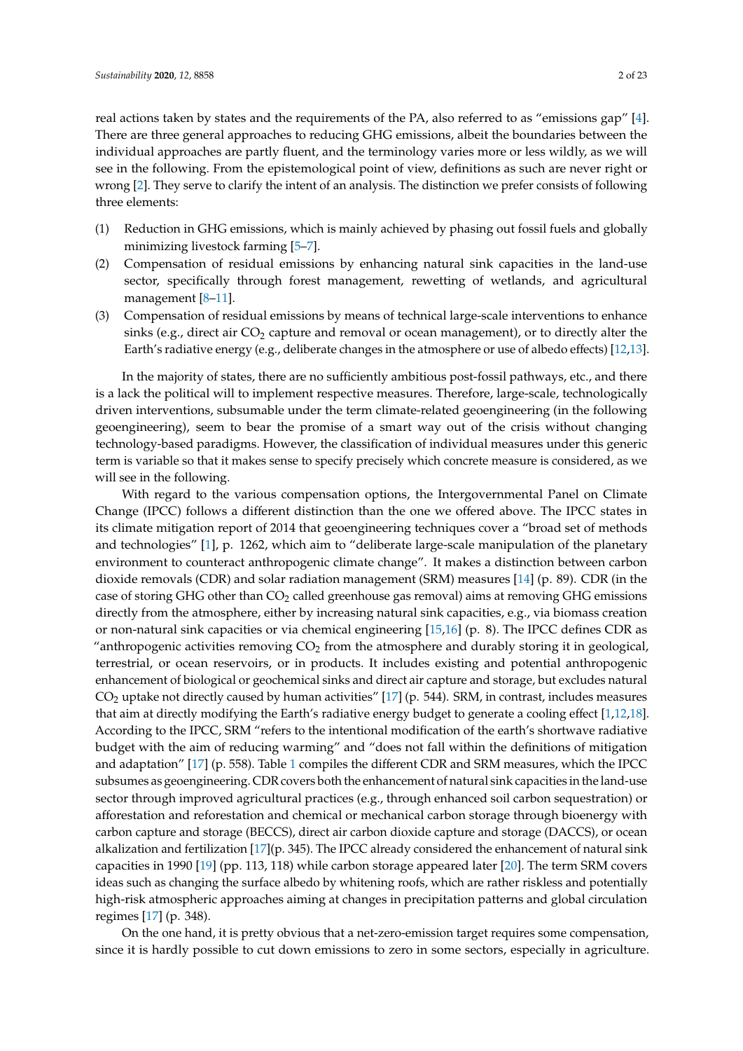real actions taken by states and the requirements of the PA, also referred to as "emissions gap" [4]. There are three general approaches to reducing GHG emissions, albeit the boundaries between the individual approaches are partly fluent, and the terminology varies more or less wildly, as we will see in the following. From the epistemological point of view, definitions as such are never right or wrong [2]. They serve to clarify the intent of an analysis. The distinction we prefer consists of following three elements:

(1) Reduction in GHG emissions, which is mainly achieved by phasing out fossil fuels and globally minimizing livestock farming [5–7].
(2) Compensation of residual emissions by enhancing natural sink capacities in the land-use sector, specifically through forest management, rewetting of wetlands, and agricultural management [8–11].
(3) Compensation of residual emissions by means of technical large-scale interventions to enhance sinks (e.g., direct air $CO_2$ capture and removal or ocean management), or to directly alter the Earth's radiative energy (e.g., deliberate changes in the atmosphere or use of albedo effects) [12,13].

In the majority of states, there are no sufficiently ambitious post-fossil pathways, etc., and there is a lack the political will to implement respective measures. Therefore, large-scale, technologically driven interventions, subsumable under the term climate-related geoengineering (in the following geoengineering), seem to bear the promise of a smart way out of the crisis without changing technology-based paradigms. However, the classification of individual measures under this generic term is variable so that it makes sense to specify precisely which concrete measure is considered, as we will see in the following.

With regard to the various compensation options, the Intergovernmental Panel on Climate Change (IPCC) follows a different distinction than the one we offered above. The IPCC states in its climate mitigation report of 2014 that geoengineering techniques cover a "broad set of methods and technologies" [1], p. 1262, which aim to "deliberate large-scale manipulation of the planetary environment to counteract anthropogenic climate change". It makes a distinction between carbon dioxide removals (CDR) and solar radiation management (SRM) measures [14] (p. 89). CDR (in the case of storing GHG other than $CO_2$ called greenhouse gas removal) aims at removing GHG emissions directly from the atmosphere, either by increasing natural sink capacities, e.g., via biomass creation or non-natural sink capacities or via chemical engineering [15,16] (p. 8). The IPCC defines CDR as "anthropogenic activities removing $CO_2$ from the atmosphere and durably storing it in geological, terrestrial, or ocean reservoirs, or in products. It includes existing and potential anthropogenic enhancement of biological or geochemical sinks and direct air capture and storage, but excludes natural $CO_2$ uptake not directly caused by human activities" [17] (p. 544). SRM, in contrast, includes measures that aim at directly modifying the Earth's radiative energy budget to generate a cooling effect [1,12,18]. According to the IPCC, SRM "refers to the intentional modification of the earth's shortwave radiative budget with the aim of reducing warming" and "does not fall within the definitions of mitigation and adaptation" [17] (p. 558). Table 1 compiles the different CDR and SRM measures, which the IPCC subsumes as geoengineering. CDR covers both the enhancement of natural sink capacities in the land-use sector through improved agricultural practices (e.g., through enhanced soil carbon sequestration) or afforestation and reforestation and chemical or mechanical carbon storage through bioenergy with carbon capture and storage (BECCS), direct air carbon dioxide capture and storage (DACCS), or ocean alkalization and fertilization [17](p. 345). The IPCC already considered the enhancement of natural sink capacities in 1990 [19] (pp. 113, 118) while carbon storage appeared later [20]. The term SRM covers ideas such as changing the surface albedo by whitening roofs, which are rather riskless and potentially high-risk atmospheric approaches aiming at changes in precipitation patterns and global circulation regimes [17] (p. 348).

On the one hand, it is pretty obvious that a net-zero-emission target requires some compensation, since it is hardly possible to cut down emissions to zero in some sectors, especially in agriculture.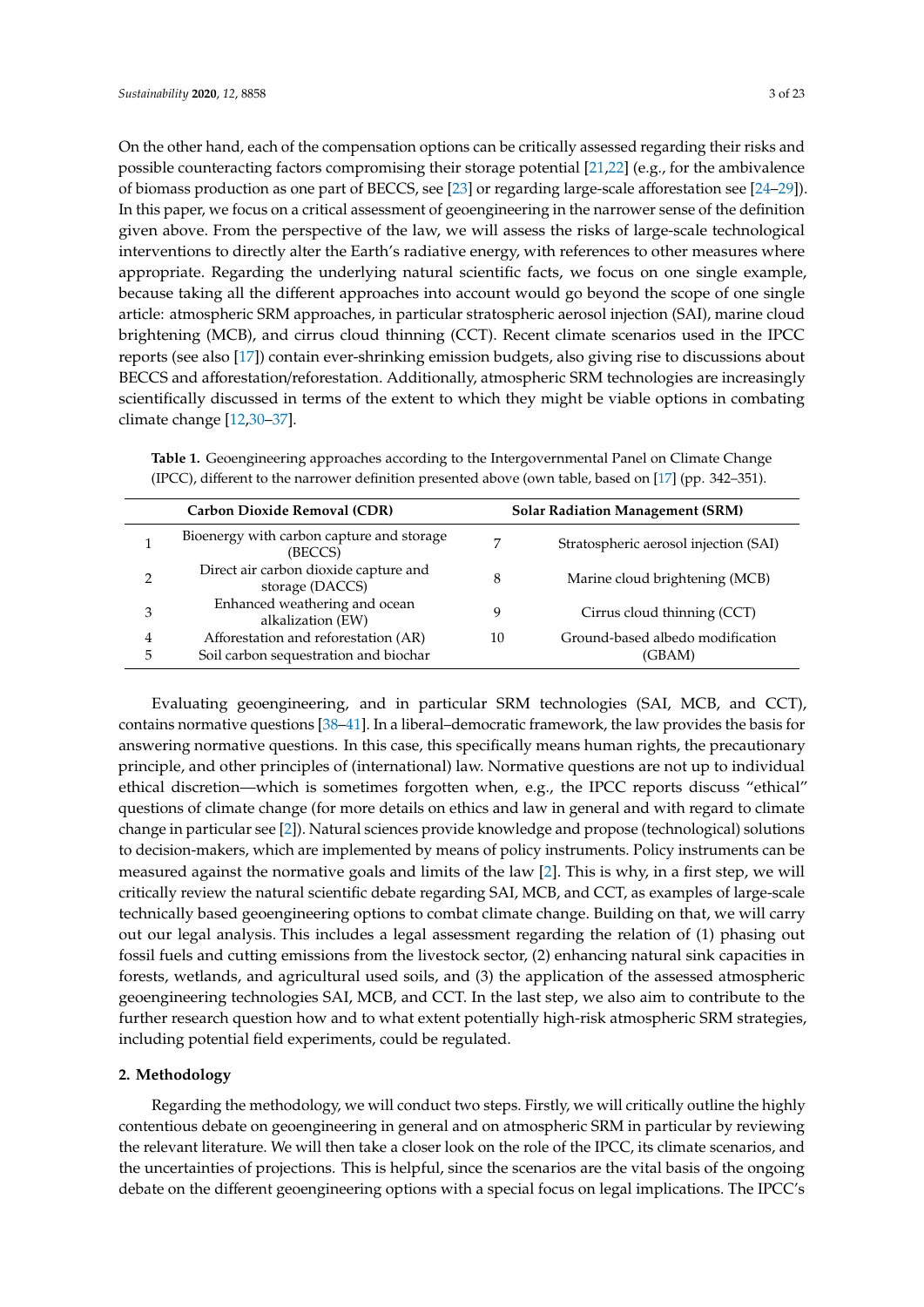On the other hand, each of the compensation options can be critically assessed regarding their risks and possible counteracting factors compromising their storage potential [21,22] (e.g., for the ambivalence of biomass production as one part of BECCS, see [23] or regarding large-scale afforestation see [24–29]). In this paper, we focus on a critical assessment of geoengineering in the narrower sense of the definition given above. From the perspective of the law, we will assess the risks of large-scale technological interventions to directly alter the Earth's radiative energy, with references to other measures where appropriate. Regarding the underlying natural scientific facts, we focus on one single example, because taking all the different approaches into account would go beyond the scope of one single article: atmospheric SRM approaches, in particular stratospheric aerosol injection (SAI), marine cloud brightening (MCB), and cirrus cloud thinning (CCT). Recent climate scenarios used in the IPCC reports (see also [17]) contain ever-shrinking emission budgets, also giving rise to discussions about BECCS and afforestation/reforestation. Additionally, atmospheric SRM technologies are increasingly scientifically discussed in terms of the extent to which they might be viable options in combating climate change [12,30–37].

**Table 1.** Geoengineering approaches according to the Intergovernmental Panel on Climate Change (IPCC), different to the narrower definition presented above (own table, based on [17] (pp. 342–351).

| | Carbon Dioxide Removal (CDR) | | Solar Radiation Management (SRM) |
|---|---|---|---|
| 1 | Bioenergy with carbon capture and storage (BECCS) | 7 | Stratospheric aerosol injection (SAI) |
| 2 | Direct air carbon dioxide capture and storage (DACCS) | 8 | Marine cloud brightening (MCB) |
| 3 | Enhanced weathering and ocean alkalization (EW) | 9 | Cirrus cloud thinning (CCT) |
| 4 | Afforestation and reforestation (AR) | 10 | Ground-based albedo modification (GBAM) |
| 5 | Soil carbon sequestration and biochar | | |

Evaluating geoengineering, and in particular SRM technologies (SAI, MCB, and CCT), contains normative questions [38–41]. In a liberal–democratic framework, the law provides the basis for answering normative questions. In this case, this specifically means human rights, the precautionary principle, and other principles of (international) law. Normative questions are not up to individual ethical discretion—which is sometimes forgotten when, e.g., the IPCC reports discuss "ethical" questions of climate change (for more details on ethics and law in general and with regard to climate change in particular see [2]). Natural sciences provide knowledge and propose (technological) solutions to decision-makers, which are implemented by means of policy instruments. Policy instruments can be measured against the normative goals and limits of the law [2]. This is why, in a first step, we will critically review the natural scientific debate regarding SAI, MCB, and CCT, as examples of large-scale technically based geoengineering options to combat climate change. Building on that, we will carry out our legal analysis. This includes a legal assessment regarding the relation of (1) phasing out fossil fuels and cutting emissions from the livestock sector, (2) enhancing natural sink capacities in forests, wetlands, and agricultural used soils, and (3) the application of the assessed atmospheric geoengineering technologies SAI, MCB, and CCT. In the last step, we also aim to contribute to the further research question how and to what extent potentially high-risk atmospheric SRM strategies, including potential field experiments, could be regulated.

## 2. Methodology

Regarding the methodology, we will conduct two steps. Firstly, we will critically outline the highly contentious debate on geoengineering in general and on atmospheric SRM in particular by reviewing the relevant literature. We will then take a closer look on the role of the IPCC, its climate scenarios, and the uncertainties of projections. This is helpful, since the scenarios are the vital basis of the ongoing debate on the different geoengineering options with a special focus on legal implications. The IPCC's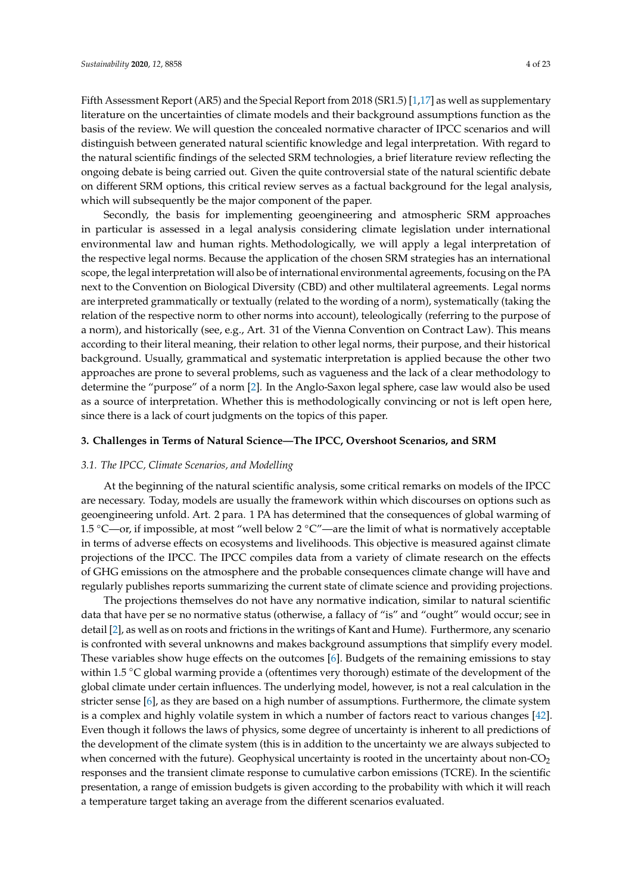Fifth Assessment Report (AR5) and the Special Report from 2018 (SR1.5) [1,17] as well as supplementary literature on the uncertainties of climate models and their background assumptions function as the basis of the review. We will question the concealed normative character of IPCC scenarios and will distinguish between generated natural scientific knowledge and legal interpretation. With regard to the natural scientific findings of the selected SRM technologies, a brief literature review reflecting the ongoing debate is being carried out. Given the quite controversial state of the natural scientific debate on different SRM options, this critical review serves as a factual background for the legal analysis, which will subsequently be the major component of the paper.

Secondly, the basis for implementing geoengineering and atmospheric SRM approaches in particular is assessed in a legal analysis considering climate legislation under international environmental law and human rights. Methodologically, we will apply a legal interpretation of the respective legal norms. Because the application of the chosen SRM strategies has an international scope, the legal interpretation will also be of international environmental agreements, focusing on the PA next to the Convention on Biological Diversity (CBD) and other multilateral agreements. Legal norms are interpreted grammatically or textually (related to the wording of a norm), systematically (taking the relation of the respective norm to other norms into account), teleologically (referring to the purpose of a norm), and historically (see, e.g., Art. 31 of the Vienna Convention on Contract Law). This means according to their literal meaning, their relation to other legal norms, their purpose, and their historical background. Usually, grammatical and systematic interpretation is applied because the other two approaches are prone to several problems, such as vagueness and the lack of a clear methodology to determine the "purpose" of a norm [2]. In the Anglo-Saxon legal sphere, case law would also be used as a source of interpretation. Whether this is methodologically convincing or not is left open here, since there is a lack of court judgments on the topics of this paper.

## 3. Challenges in Terms of Natural Science—The IPCC, Overshoot Scenarios, and SRM

### *3.1. The IPCC, Climate Scenarios, and Modelling*

At the beginning of the natural scientific analysis, some critical remarks on models of the IPCC are necessary. Today, models are usually the framework within which discourses on options such as geoengineering unfold. Art. 2 para. 1 PA has determined that the consequences of global warming of 1.5 °C—or, if impossible, at most "well below 2 °C"—are the limit of what is normatively acceptable in terms of adverse effects on ecosystems and livelihoods. This objective is measured against climate projections of the IPCC. The IPCC compiles data from a variety of climate research on the effects of GHG emissions on the atmosphere and the probable consequences climate change will have and regularly publishes reports summarizing the current state of climate science and providing projections.

The projections themselves do not have any normative indication, similar to natural scientific data that have per se no normative status (otherwise, a fallacy of "is" and "ought" would occur; see in detail [2], as well as on roots and frictions in the writings of Kant and Hume). Furthermore, any scenario is confronted with several unknowns and makes background assumptions that simplify every model. These variables show huge effects on the outcomes [6]. Budgets of the remaining emissions to stay within 1.5 °C global warming provide a (oftentimes very thorough) estimate of the development of the global climate under certain influences. The underlying model, however, is not a real calculation in the stricter sense [6], as they are based on a high number of assumptions. Furthermore, the climate system is a complex and highly volatile system in which a number of factors react to various changes [42]. Even though it follows the laws of physics, some degree of uncertainty is inherent to all predictions of the development of the climate system (this is in addition to the uncertainty we are always subjected to when concerned with the future). Geophysical uncertainty is rooted in the uncertainty about non-$CO_2$ responses and the transient climate response to cumulative carbon emissions (TCRE). In the scientific presentation, a range of emission budgets is given according to the probability with which it will reach a temperature target taking an average from the different scenarios evaluated.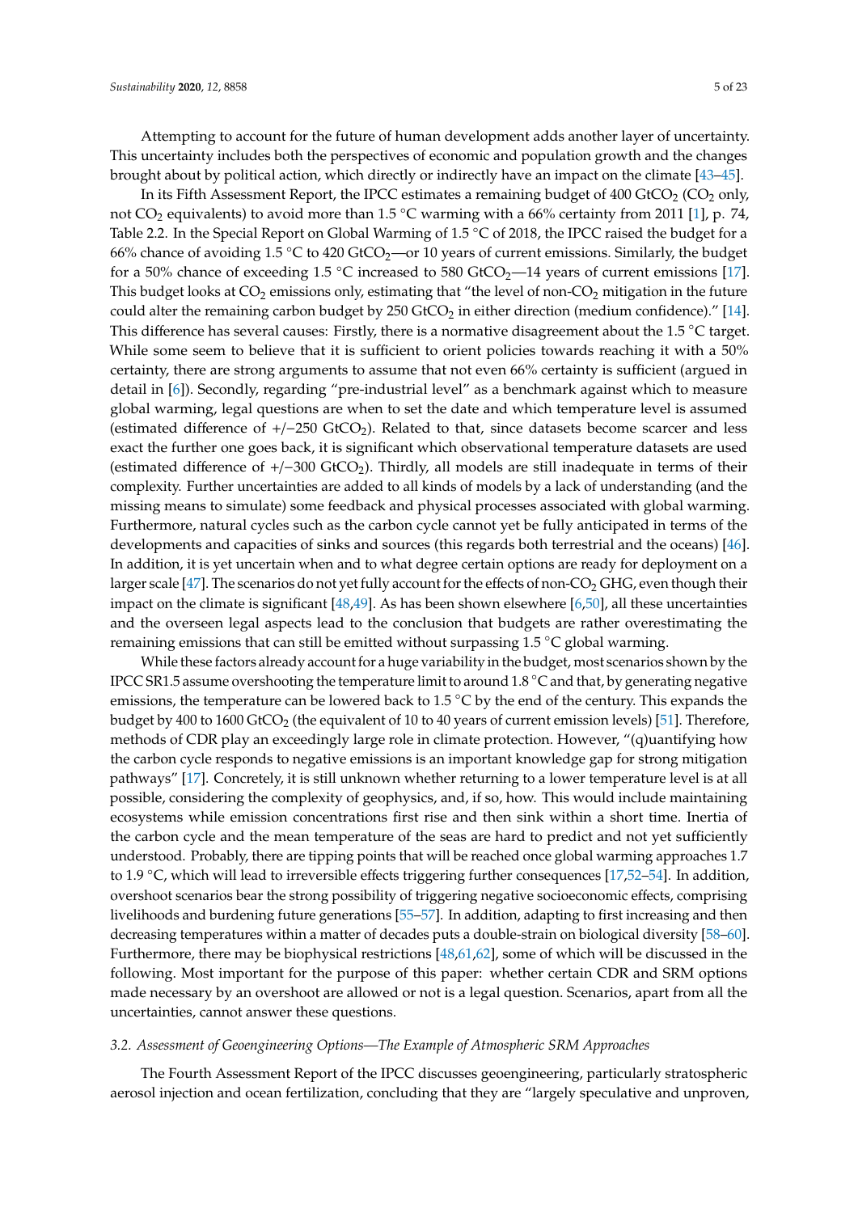Attempting to account for the future of human development adds another layer of uncertainty. This uncertainty includes both the perspectives of economic and population growth and the changes brought about by political action, which directly or indirectly have an impact on the climate [43–45].

In its Fifth Assessment Report, the IPCC estimates a remaining budget of 400 $GtCO_2$ ($CO_2$ only, not $CO_2$ equivalents) to avoid more than 1.5 °C warming with a 66% certainty from 2011 [1], p. 74, Table 2.2. In the Special Report on Global Warming of 1.5 °C of 2018, the IPCC raised the budget for a 66% chance of avoiding 1.5 °C to 420 $GtCO_2$—or 10 years of current emissions. Similarly, the budget for a 50% chance of exceeding 1.5 °C increased to 580 $GtCO_2$—14 years of current emissions [17]. This budget looks at $CO_2$ emissions only, estimating that "the level of non-$CO_2$ mitigation in the future could alter the remaining carbon budget by 250 $GtCO_2$ in either direction (medium confidence)." [14]. This difference has several causes: Firstly, there is a normative disagreement about the 1.5 °C target. While some seem to believe that it is sufficient to orient policies towards reaching it with a 50% certainty, there are strong arguments to assume that not even 66% certainty is sufficient (argued in detail in [6]). Secondly, regarding "pre-industrial level" as a benchmark against which to measure global warming, legal questions are when to set the date and which temperature level is assumed (estimated difference of +/−250 $GtCO_2$). Related to that, since datasets become scarcer and less exact the further one goes back, it is significant which observational temperature datasets are used (estimated difference of +/−300 $GtCO_2$). Thirdly, all models are still inadequate in terms of their complexity. Further uncertainties are added to all kinds of models by a lack of understanding (and the missing means to simulate) some feedback and physical processes associated with global warming. Furthermore, natural cycles such as the carbon cycle cannot yet be fully anticipated in terms of the developments and capacities of sinks and sources (this regards both terrestrial and the oceans) [46]. In addition, it is yet uncertain when and to what degree certain options are ready for deployment on a larger scale [47]. The scenarios do not yet fully account for the effects of non-$CO_2$ GHG, even though their impact on the climate is significant [48,49]. As has been shown elsewhere [6,50], all these uncertainties and the overseen legal aspects lead to the conclusion that budgets are rather overestimating the remaining emissions that can still be emitted without surpassing 1.5 °C global warming.

While these factors already account for a huge variability in the budget, most scenarios shown by the IPCC SR1.5 assume overshooting the temperature limit to around 1.8 °C and that, by generating negative emissions, the temperature can be lowered back to 1.5 °C by the end of the century. This expands the budget by 400 to 1600 $GtCO_2$ (the equivalent of 10 to 40 years of current emission levels) [51]. Therefore, methods of CDR play an exceedingly large role in climate protection. However, "(q)uantifying how the carbon cycle responds to negative emissions is an important knowledge gap for strong mitigation pathways" [17]. Concretely, it is still unknown whether returning to a lower temperature level is at all possible, considering the complexity of geophysics, and, if so, how. This would include maintaining ecosystems while emission concentrations first rise and then sink within a short time. Inertia of the carbon cycle and the mean temperature of the seas are hard to predict and not yet sufficiently understood. Probably, there are tipping points that will be reached once global warming approaches 1.7 to 1.9 °C, which will lead to irreversible effects triggering further consequences [17,52–54]. In addition, overshoot scenarios bear the strong possibility of triggering negative socioeconomic effects, comprising livelihoods and burdening future generations [55–57]. In addition, adapting to first increasing and then decreasing temperatures within a matter of decades puts a double-strain on biological diversity [58–60]. Furthermore, there may be biophysical restrictions [48,61,62], some of which will be discussed in the following. Most important for the purpose of this paper: whether certain CDR and SRM options made necessary by an overshoot are allowed or not is a legal question. Scenarios, apart from all the uncertainties, cannot answer these questions.

### *3.2. Assessment of Geoengineering Options—The Example of Atmospheric SRM Approaches*

The Fourth Assessment Report of the IPCC discusses geoengineering, particularly stratospheric aerosol injection and ocean fertilization, concluding that they are "largely speculative and unproven,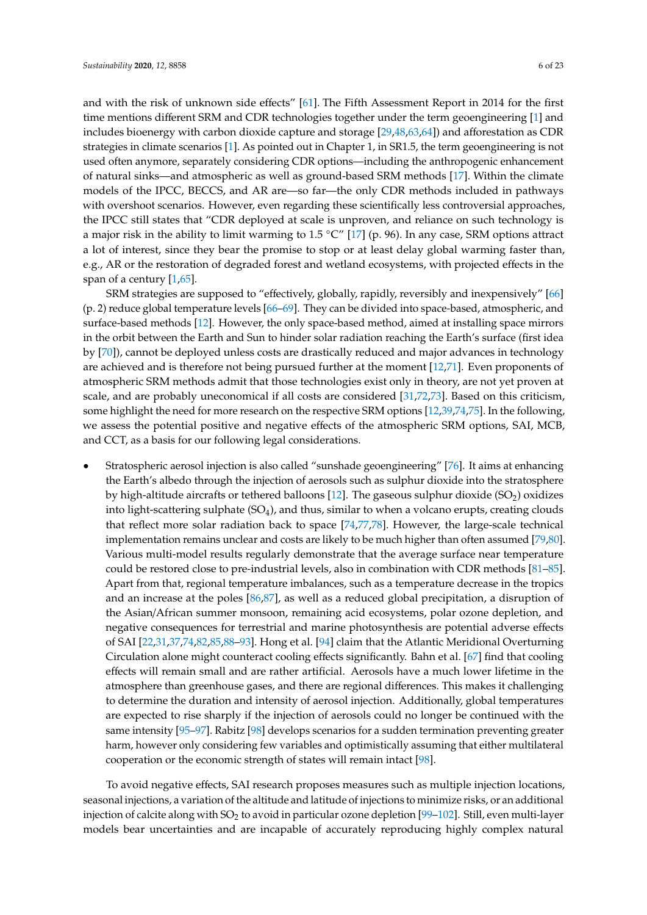and with the risk of unknown side effects" [61]. The Fifth Assessment Report in 2014 for the first time mentions different SRM and CDR technologies together under the term geoengineering [1] and includes bioenergy with carbon dioxide capture and storage [29,48,63,64]) and afforestation as CDR strategies in climate scenarios [1]. As pointed out in Chapter 1, in SR1.5, the term geoengineering is not used often anymore, separately considering CDR options—including the anthropogenic enhancement of natural sinks—and atmospheric as well as ground-based SRM methods [17]. Within the climate models of the IPCC, BECCS, and AR are—so far—the only CDR methods included in pathways with overshoot scenarios. However, even regarding these scientifically less controversial approaches, the IPCC still states that "CDR deployed at scale is unproven, and reliance on such technology is a major risk in the ability to limit warming to 1.5 °C" [17] (p. 96). In any case, SRM options attract a lot of interest, since they bear the promise to stop or at least delay global warming faster than, e.g., AR or the restoration of degraded forest and wetland ecosystems, with projected effects in the span of a century [1,65].

SRM strategies are supposed to "effectively, globally, rapidly, reversibly and inexpensively" [66] (p. 2) reduce global temperature levels [66–69]. They can be divided into space-based, atmospheric, and surface-based methods [12]. However, the only space-based method, aimed at installing space mirrors in the orbit between the Earth and Sun to hinder solar radiation reaching the Earth's surface (first idea by [70]), cannot be deployed unless costs are drastically reduced and major advances in technology are achieved and is therefore not being pursued further at the moment [12,71]. Even proponents of atmospheric SRM methods admit that those technologies exist only in theory, are not yet proven at scale, and are probably uneconomical if all costs are considered [31,72,73]. Based on this criticism, some highlight the need for more research on the respective SRM options [12,39,74,75]. In the following, we assess the potential positive and negative effects of the atmospheric SRM options, SAI, MCB, and CCT, as a basis for our following legal considerations.

- Stratospheric aerosol injection is also called "sunshade geoengineering" [76]. It aims at enhancing the Earth's albedo through the injection of aerosols such as sulphur dioxide into the stratosphere by high-altitude aircrafts or tethered balloons [12]. The gaseous sulphur dioxide ($SO_2$) oxidizes into light-scattering sulphate ($SO_4$), and thus, similar to when a volcano erupts, creating clouds that reflect more solar radiation back to space [74,77,78]. However, the large-scale technical implementation remains unclear and costs are likely to be much higher than often assumed [79,80]. Various multi-model results regularly demonstrate that the average surface near temperature could be restored close to pre-industrial levels, also in combination with CDR methods [81–85]. Apart from that, regional temperature imbalances, such as a temperature decrease in the tropics and an increase at the poles [86,87], as well as a reduced global precipitation, a disruption of the Asian/African summer monsoon, remaining acid ecosystems, polar ozone depletion, and negative consequences for terrestrial and marine photosynthesis are potential adverse effects of SAI [22,31,37,74,82,85,88–93]. Hong et al. [94] claim that the Atlantic Meridional Overturning Circulation alone might counteract cooling effects significantly. Bahn et al. [67] find that cooling effects will remain small and are rather artificial. Aerosols have a much lower lifetime in the atmosphere than greenhouse gases, and there are regional differences. This makes it challenging to determine the duration and intensity of aerosol injection. Additionally, global temperatures are expected to rise sharply if the injection of aerosols could no longer be continued with the same intensity [95–97]. Rabitz [98] develops scenarios for a sudden termination preventing greater harm, however only considering few variables and optimistically assuming that either multilateral cooperation or the economic strength of states will remain intact [98].

To avoid negative effects, SAI research proposes measures such as multiple injection locations, seasonal injections, a variation of the altitude and latitude of injections to minimize risks, or an additional injection of calcite along with $SO_2$ to avoid in particular ozone depletion [99–102]. Still, even multi-layer models bear uncertainties and are incapable of accurately reproducing highly complex natural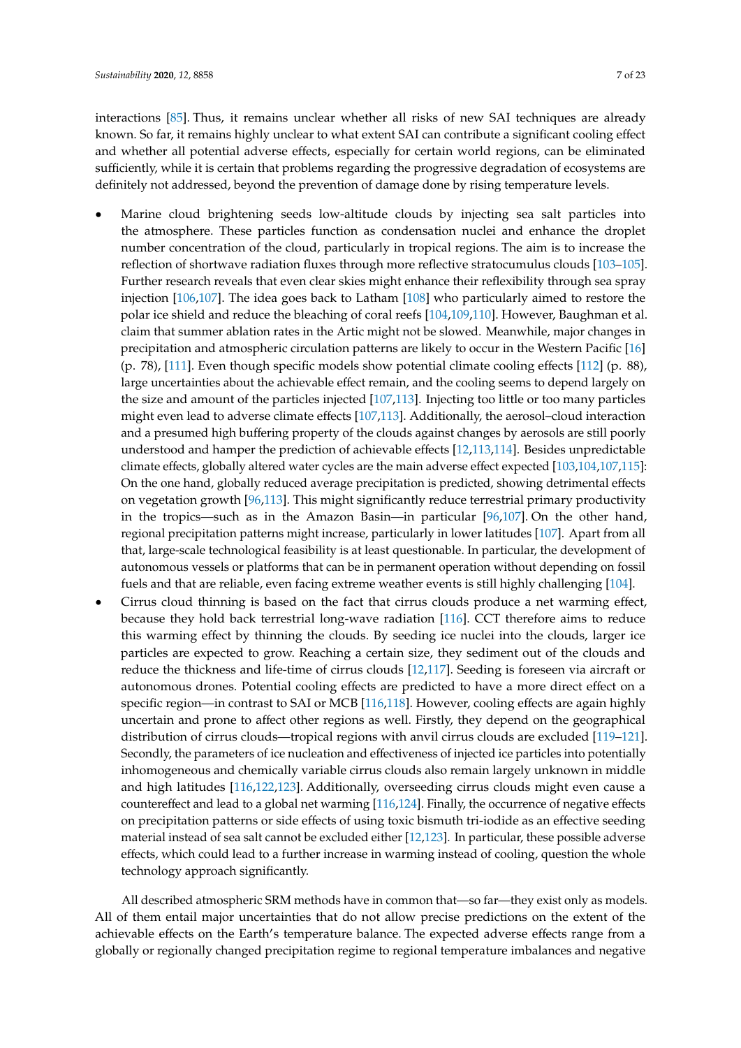interactions [85]. Thus, it remains unclear whether all risks of new SAI techniques are already known. So far, it remains highly unclear to what extent SAI can contribute a significant cooling effect and whether all potential adverse effects, especially for certain world regions, can be eliminated sufficiently, while it is certain that problems regarding the progressive degradation of ecosystems are definitely not addressed, beyond the prevention of damage done by rising temperature levels.

- Marine cloud brightening seeds low-altitude clouds by injecting sea salt particles into the atmosphere. These particles function as condensation nuclei and enhance the droplet number concentration of the cloud, particularly in tropical regions. The aim is to increase the reflection of shortwave radiation fluxes through more reflective stratocumulus clouds [103–105]. Further research reveals that even clear skies might enhance their reflexibility through sea spray injection [106,107]. The idea goes back to Latham [108] who particularly aimed to restore the polar ice shield and reduce the bleaching of coral reefs [104,109,110]. However, Baughman et al. claim that summer ablation rates in the Artic might not be slowed. Meanwhile, major changes in precipitation and atmospheric circulation patterns are likely to occur in the Western Pacific [16] (p. 78), [111]. Even though specific models show potential climate cooling effects [112] (p. 88), large uncertainties about the achievable effect remain, and the cooling seems to depend largely on the size and amount of the particles injected [107,113]. Injecting too little or too many particles might even lead to adverse climate effects [107,113]. Additionally, the aerosol–cloud interaction and a presumed high buffering property of the clouds against changes by aerosols are still poorly understood and hamper the prediction of achievable effects [12,113,114]. Besides unpredictable climate effects, globally altered water cycles are the main adverse effect expected [103,104,107,115]: On the one hand, globally reduced average precipitation is predicted, showing detrimental effects on vegetation growth [96,113]. This might significantly reduce terrestrial primary productivity in the tropics—such as in the Amazon Basin—in particular [96,107]. On the other hand, regional precipitation patterns might increase, particularly in lower latitudes [107]. Apart from all that, large-scale technological feasibility is at least questionable. In particular, the development of autonomous vessels or platforms that can be in permanent operation without depending on fossil fuels and that are reliable, even facing extreme weather events is still highly challenging [104].
- Cirrus cloud thinning is based on the fact that cirrus clouds produce a net warming effect, because they hold back terrestrial long-wave radiation [116]. CCT therefore aims to reduce this warming effect by thinning the clouds. By seeding ice nuclei into the clouds, larger ice particles are expected to grow. Reaching a certain size, they sediment out of the clouds and reduce the thickness and life-time of cirrus clouds [12,117]. Seeding is foreseen via aircraft or autonomous drones. Potential cooling effects are predicted to have a more direct effect on a specific region—in contrast to SAI or MCB [116,118]. However, cooling effects are again highly uncertain and prone to affect other regions as well. Firstly, they depend on the geographical distribution of cirrus clouds—tropical regions with anvil cirrus clouds are excluded [119–121]. Secondly, the parameters of ice nucleation and effectiveness of injected ice particles into potentially inhomogeneous and chemically variable cirrus clouds also remain largely unknown in middle and high latitudes [116,122,123]. Additionally, overseeding cirrus clouds might even cause a countereffect and lead to a global net warming [116,124]. Finally, the occurrence of negative effects on precipitation patterns or side effects of using toxic bismuth tri-iodide as an effective seeding material instead of sea salt cannot be excluded either [12,123]. In particular, these possible adverse effects, which could lead to a further increase in warming instead of cooling, question the whole technology approach significantly.

All described atmospheric SRM methods have in common that—so far—they exist only as models. All of them entail major uncertainties that do not allow precise predictions on the extent of the achievable effects on the Earth's temperature balance. The expected adverse effects range from a globally or regionally changed precipitation regime to regional temperature imbalances and negative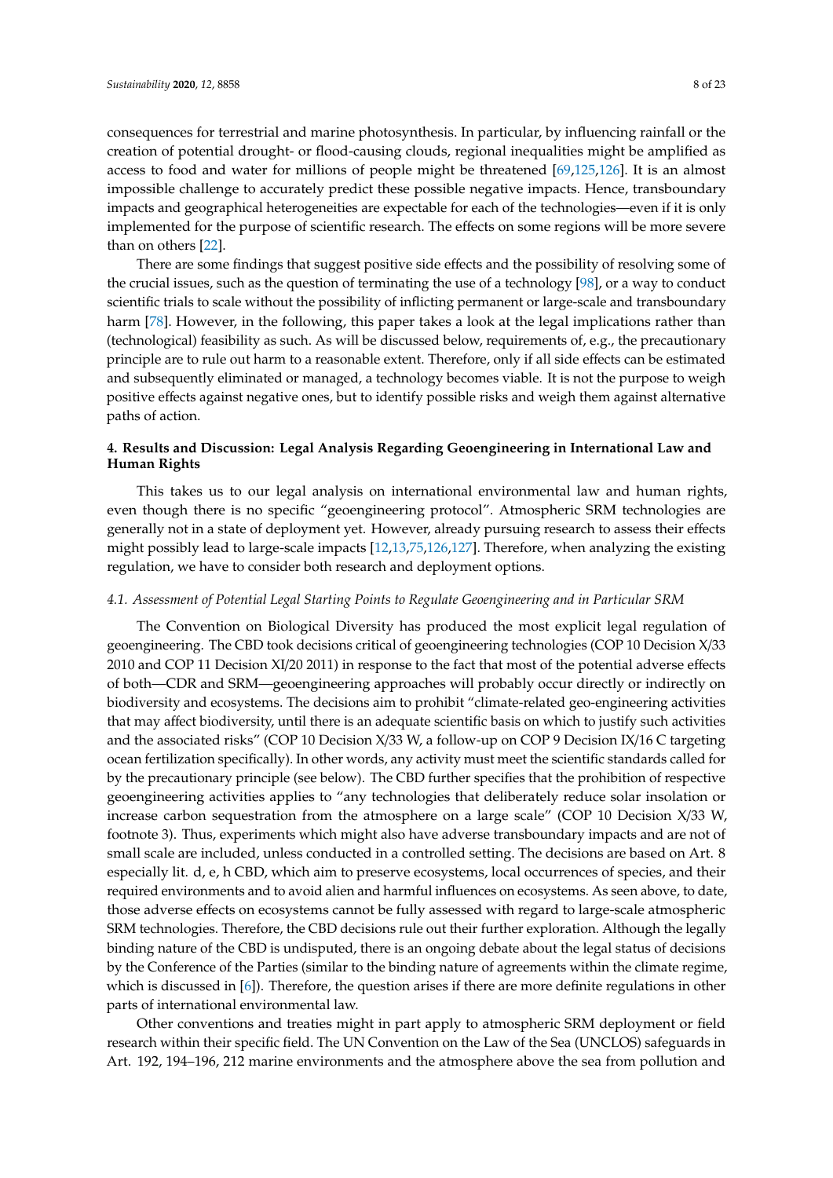consequences for terrestrial and marine photosynthesis. In particular, by influencing rainfall or the creation of potential drought- or flood-causing clouds, regional inequalities might be amplified as access to food and water for millions of people might be threatened [69,125,126]. It is an almost impossible challenge to accurately predict these possible negative impacts. Hence, transboundary impacts and geographical heterogeneities are expectable for each of the technologies—even if it is only implemented for the purpose of scientific research. The effects on some regions will be more severe than on others [22].

There are some findings that suggest positive side effects and the possibility of resolving some of the crucial issues, such as the question of terminating the use of a technology [98], or a way to conduct scientific trials to scale without the possibility of inflicting permanent or large-scale and transboundary harm [78]. However, in the following, this paper takes a look at the legal implications rather than (technological) feasibility as such. As will be discussed below, requirements of, e.g., the precautionary principle are to rule out harm to a reasonable extent. Therefore, only if all side effects can be estimated and subsequently eliminated or managed, a technology becomes viable. It is not the purpose to weigh positive effects against negative ones, but to identify possible risks and weigh them against alternative paths of action.

## 4. Results and Discussion: Legal Analysis Regarding Geoengineering in International Law and Human Rights

This takes us to our legal analysis on international environmental law and human rights, even though there is no specific "geoengineering protocol". Atmospheric SRM technologies are generally not in a state of deployment yet. However, already pursuing research to assess their effects might possibly lead to large-scale impacts [12,13,75,126,127]. Therefore, when analyzing the existing regulation, we have to consider both research and deployment options.

### *4.1. Assessment of Potential Legal Starting Points to Regulate Geoengineering and in Particular SRM*

The Convention on Biological Diversity has produced the most explicit legal regulation of geoengineering. The CBD took decisions critical of geoengineering technologies (COP 10 Decision X/33 2010 and COP 11 Decision XI/20 2011) in response to the fact that most of the potential adverse effects of both—CDR and SRM—geoengineering approaches will probably occur directly or indirectly on biodiversity and ecosystems. The decisions aim to prohibit "climate-related geo-engineering activities that may affect biodiversity, until there is an adequate scientific basis on which to justify such activities and the associated risks" (COP 10 Decision X/33 W, a follow-up on COP 9 Decision IX/16 C targeting ocean fertilization specifically). In other words, any activity must meet the scientific standards called for by the precautionary principle (see below). The CBD further specifies that the prohibition of respective geoengineering activities applies to "any technologies that deliberately reduce solar insolation or increase carbon sequestration from the atmosphere on a large scale" (COP 10 Decision X/33 W, footnote 3). Thus, experiments which might also have adverse transboundary impacts and are not of small scale are included, unless conducted in a controlled setting. The decisions are based on Art. 8 especially lit. d, e, h CBD, which aim to preserve ecosystems, local occurrences of species, and their required environments and to avoid alien and harmful influences on ecosystems. As seen above, to date, those adverse effects on ecosystems cannot be fully assessed with regard to large-scale atmospheric SRM technologies. Therefore, the CBD decisions rule out their further exploration. Although the legally binding nature of the CBD is undisputed, there is an ongoing debate about the legal status of decisions by the Conference of the Parties (similar to the binding nature of agreements within the climate regime, which is discussed in [6]). Therefore, the question arises if there are more definite regulations in other parts of international environmental law.

Other conventions and treaties might in part apply to atmospheric SRM deployment or field research within their specific field. The UN Convention on the Law of the Sea (UNCLOS) safeguards in Art. 192, 194–196, 212 marine environments and the atmosphere above the sea from pollution and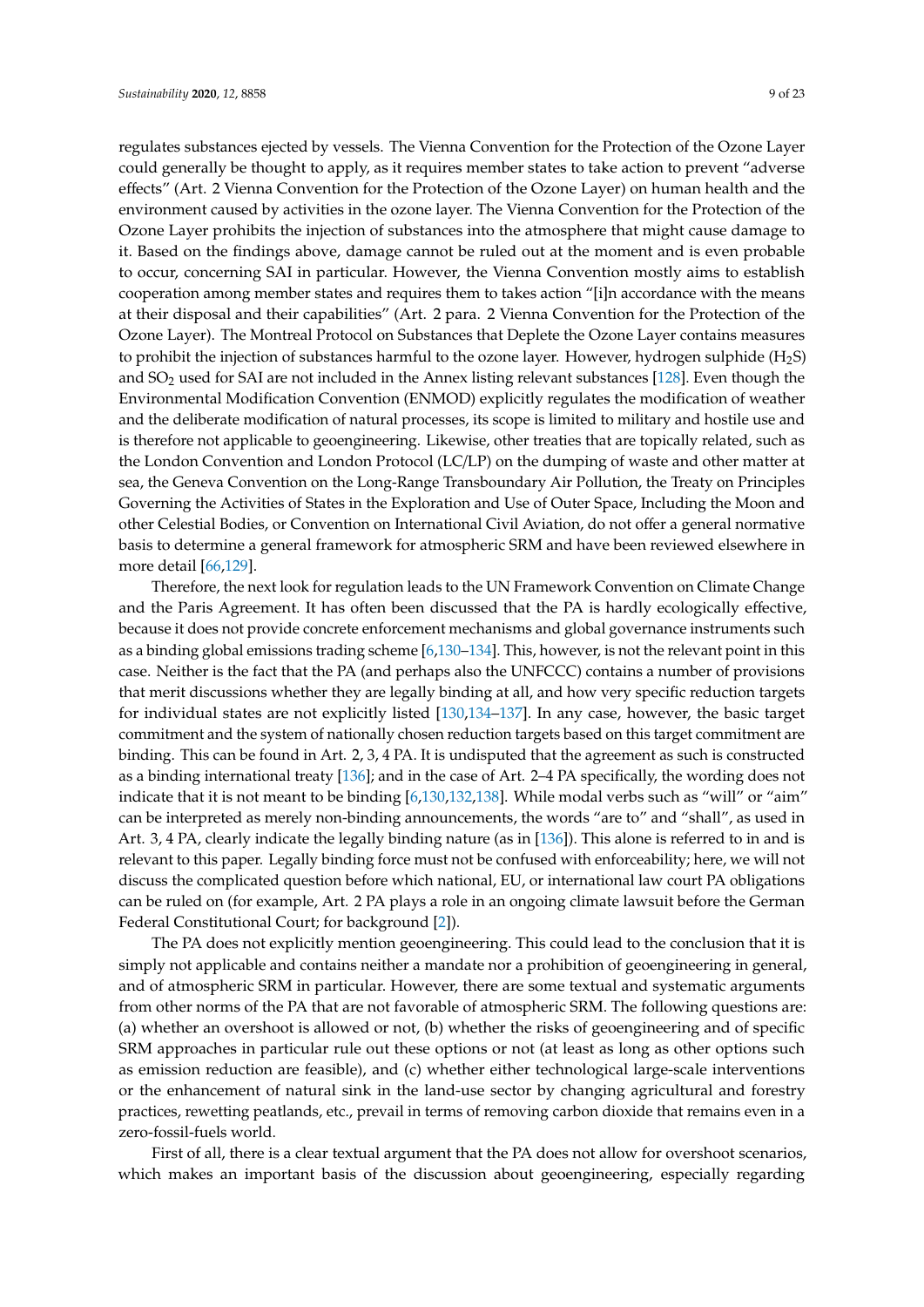regulates substances ejected by vessels. The Vienna Convention for the Protection of the Ozone Layer could generally be thought to apply, as it requires member states to take action to prevent "adverse effects" (Art. 2 Vienna Convention for the Protection of the Ozone Layer) on human health and the environment caused by activities in the ozone layer. The Vienna Convention for the Protection of the Ozone Layer prohibits the injection of substances into the atmosphere that might cause damage to it. Based on the findings above, damage cannot be ruled out at the moment and is even probable to occur, concerning SAI in particular. However, the Vienna Convention mostly aims to establish cooperation among member states and requires them to takes action "[i]n accordance with the means at their disposal and their capabilities" (Art. 2 para. 2 Vienna Convention for the Protection of the Ozone Layer). The Montreal Protocol on Substances that Deplete the Ozone Layer contains measures to prohibit the injection of substances harmful to the ozone layer. However, hydrogen sulphide ($H_2S$) and $SO_2$ used for SAI are not included in the Annex listing relevant substances [128]. Even though the Environmental Modification Convention (ENMOD) explicitly regulates the modification of weather and the deliberate modification of natural processes, its scope is limited to military and hostile use and is therefore not applicable to geoengineering. Likewise, other treaties that are topically related, such as the London Convention and London Protocol (LC/LP) on the dumping of waste and other matter at sea, the Geneva Convention on the Long-Range Transboundary Air Pollution, the Treaty on Principles Governing the Activities of States in the Exploration and Use of Outer Space, Including the Moon and other Celestial Bodies, or Convention on International Civil Aviation, do not offer a general normative basis to determine a general framework for atmospheric SRM and have been reviewed elsewhere in more detail [66,129].

Therefore, the next look for regulation leads to the UN Framework Convention on Climate Change and the Paris Agreement. It has often been discussed that the PA is hardly ecologically effective, because it does not provide concrete enforcement mechanisms and global governance instruments such as a binding global emissions trading scheme [6,130–134]. This, however, is not the relevant point in this case. Neither is the fact that the PA (and perhaps also the UNFCCC) contains a number of provisions that merit discussions whether they are legally binding at all, and how very specific reduction targets for individual states are not explicitly listed [130,134–137]. In any case, however, the basic target commitment and the system of nationally chosen reduction targets based on this target commitment are binding. This can be found in Art. 2, 3, 4 PA. It is undisputed that the agreement as such is constructed as a binding international treaty [136]; and in the case of Art. 2–4 PA specifically, the wording does not indicate that it is not meant to be binding [6,130,132,138]. While modal verbs such as "will" or "aim" can be interpreted as merely non-binding announcements, the words "are to" and "shall", as used in Art. 3, 4 PA, clearly indicate the legally binding nature (as in [136]). This alone is referred to in and is relevant to this paper. Legally binding force must not be confused with enforceability; here, we will not discuss the complicated question before which national, EU, or international law court PA obligations can be ruled on (for example, Art. 2 PA plays a role in an ongoing climate lawsuit before the German Federal Constitutional Court; for background [2]).

The PA does not explicitly mention geoengineering. This could lead to the conclusion that it is simply not applicable and contains neither a mandate nor a prohibition of geoengineering in general, and of atmospheric SRM in particular. However, there are some textual and systematic arguments from other norms of the PA that are not favorable of atmospheric SRM. The following questions are: (a) whether an overshoot is allowed or not, (b) whether the risks of geoengineering and of specific SRM approaches in particular rule out these options or not (at least as long as other options such as emission reduction are feasible), and (c) whether either technological large-scale interventions or the enhancement of natural sink in the land-use sector by changing agricultural and forestry practices, rewetting peatlands, etc., prevail in terms of removing carbon dioxide that remains even in a zero-fossil-fuels world.

First of all, there is a clear textual argument that the PA does not allow for overshoot scenarios, which makes an important basis of the discussion about geoengineering, especially regarding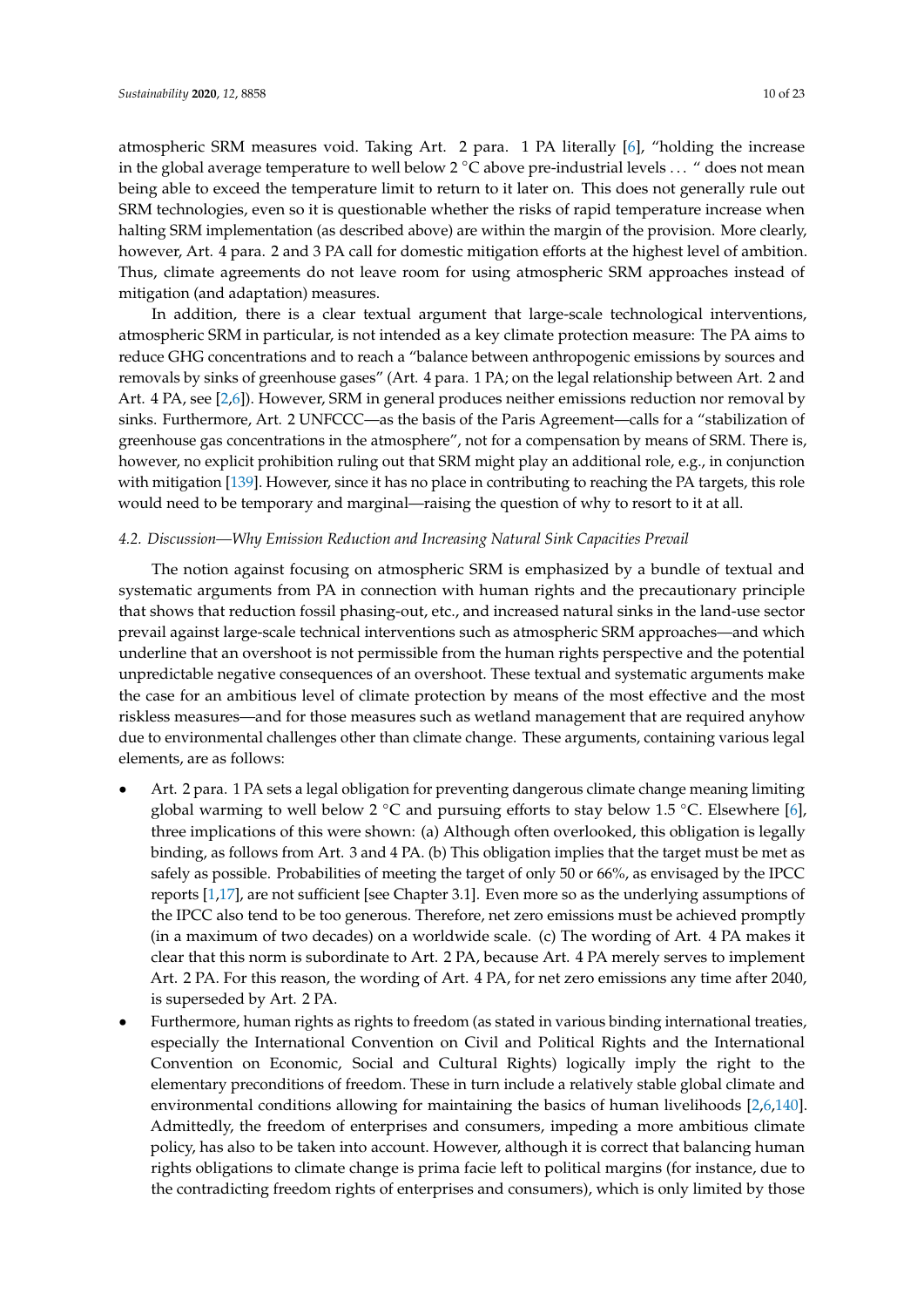atmospheric SRM measures void. Taking Art. 2 para. 1 PA literally [6], "holding the increase in the global average temperature to well below 2 °C above pre-industrial levels ... " does not mean being able to exceed the temperature limit to return to it later on. This does not generally rule out SRM technologies, even so it is questionable whether the risks of rapid temperature increase when halting SRM implementation (as described above) are within the margin of the provision. More clearly, however, Art. 4 para. 2 and 3 PA call for domestic mitigation efforts at the highest level of ambition. Thus, climate agreements do not leave room for using atmospheric SRM approaches instead of mitigation (and adaptation) measures.

In addition, there is a clear textual argument that large-scale technological interventions, atmospheric SRM in particular, is not intended as a key climate protection measure: The PA aims to reduce GHG concentrations and to reach a "balance between anthropogenic emissions by sources and removals by sinks of greenhouse gases" (Art. 4 para. 1 PA; on the legal relationship between Art. 2 and Art. 4 PA, see [2,6]). However, SRM in general produces neither emissions reduction nor removal by sinks. Furthermore, Art. 2 UNFCCC—as the basis of the Paris Agreement—calls for a "stabilization of greenhouse gas concentrations in the atmosphere", not for a compensation by means of SRM. There is, however, no explicit prohibition ruling out that SRM might play an additional role, e.g., in conjunction with mitigation [139]. However, since it has no place in contributing to reaching the PA targets, this role would need to be temporary and marginal—raising the question of why to resort to it at all.

### *4.2. Discussion—Why Emission Reduction and Increasing Natural Sink Capacities Prevail*

The notion against focusing on atmospheric SRM is emphasized by a bundle of textual and systematic arguments from PA in connection with human rights and the precautionary principle that shows that reduction fossil phasing-out, etc., and increased natural sinks in the land-use sector prevail against large-scale technical interventions such as atmospheric SRM approaches—and which underline that an overshoot is not permissible from the human rights perspective and the potential unpredictable negative consequences of an overshoot. These textual and systematic arguments make the case for an ambitious level of climate protection by means of the most effective and the most riskless measures—and for those measures such as wetland management that are required anyhow due to environmental challenges other than climate change. These arguments, containing various legal elements, are as follows:

- Art. 2 para. 1 PA sets a legal obligation for preventing dangerous climate change meaning limiting global warming to well below 2 °C and pursuing efforts to stay below 1.5 °C. Elsewhere [6], three implications of this were shown: (a) Although often overlooked, this obligation is legally binding, as follows from Art. 3 and 4 PA. (b) This obligation implies that the target must be met as safely as possible. Probabilities of meeting the target of only 50 or 66%, as envisaged by the IPCC reports [1,17], are not sufficient [see Chapter 3.1]. Even more so as the underlying assumptions of the IPCC also tend to be too generous. Therefore, net zero emissions must be achieved promptly (in a maximum of two decades) on a worldwide scale. (c) The wording of Art. 4 PA makes it clear that this norm is subordinate to Art. 2 PA, because Art. 4 PA merely serves to implement Art. 2 PA. For this reason, the wording of Art. 4 PA, for net zero emissions any time after 2040, is superseded by Art. 2 PA.
- Furthermore, human rights as rights to freedom (as stated in various binding international treaties, especially the International Convention on Civil and Political Rights and the International Convention on Economic, Social and Cultural Rights) logically imply the right to the elementary preconditions of freedom. These in turn include a relatively stable global climate and environmental conditions allowing for maintaining the basics of human livelihoods [2,6,140]. Admittedly, the freedom of enterprises and consumers, impeding a more ambitious climate policy, has also to be taken into account. However, although it is correct that balancing human rights obligations to climate change is prima facie left to political margins (for instance, due to the contradicting freedom rights of enterprises and consumers), which is only limited by those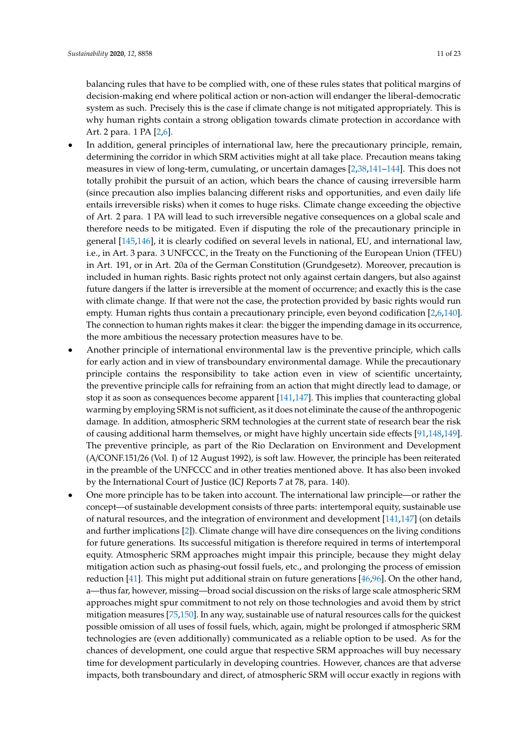balancing rules that have to be complied with, one of these rules states that political margins of decision-making end where political action or non-action will endanger the liberal-democratic system as such. Precisely this is the case if climate change is not mitigated appropriately. This is why human rights contain a strong obligation towards climate protection in accordance with Art. 2 para. 1 PA [2,6].

- In addition, general principles of international law, here the precautionary principle, remain, determining the corridor in which SRM activities might at all take place. Precaution means taking measures in view of long-term, cumulating, or uncertain damages [2,38,141–144]. This does not totally prohibit the pursuit of an action, which bears the chance of causing irreversible harm (since precaution also implies balancing different risks and opportunities, and even daily life entails irreversible risks) when it comes to huge risks. Climate change exceeding the objective of Art. 2 para. 1 PA will lead to such irreversible negative consequences on a global scale and therefore needs to be mitigated. Even if disputing the role of the precautionary principle in general [145,146], it is clearly codified on several levels in national, EU, and international law, i.e., in Art. 3 para. 3 UNFCCC, in the Treaty on the Functioning of the European Union (TFEU) in Art. 191, or in Art. 20a of the German Constitution (Grundgesetz). Moreover, precaution is included in human rights. Basic rights protect not only against certain dangers, but also against future dangers if the latter is irreversible at the moment of occurrence; and exactly this is the case with climate change. If that were not the case, the protection provided by basic rights would run empty. Human rights thus contain a precautionary principle, even beyond codification [2,6,140]. The connection to human rights makes it clear: the bigger the impending damage in its occurrence, the more ambitious the necessary protection measures have to be.
- Another principle of international environmental law is the preventive principle, which calls for early action and in view of transboundary environmental damage. While the precautionary principle contains the responsibility to take action even in view of scientific uncertainty, the preventive principle calls for refraining from an action that might directly lead to damage, or stop it as soon as consequences become apparent [141,147]. This implies that counteracting global warming by employing SRM is not sufficient, as it does not eliminate the cause of the anthropogenic damage. In addition, atmospheric SRM technologies at the current state of research bear the risk of causing additional harm themselves, or might have highly uncertain side effects [91,148,149]. The preventive principle, as part of the Rio Declaration on Environment and Development (A/CONF.151/26 (Vol. I) of 12 August 1992), is soft law. However, the principle has been reiterated in the preamble of the UNFCCC and in other treaties mentioned above. It has also been invoked by the International Court of Justice (ICJ Reports 7 at 78, para. 140).
- One more principle has to be taken into account. The international law principle—or rather the concept—of sustainable development consists of three parts: intertemporal equity, sustainable use of natural resources, and the integration of environment and development [141,147] (on details and further implications [2]). Climate change will have dire consequences on the living conditions for future generations. Its successful mitigation is therefore required in terms of intertemporal equity. Atmospheric SRM approaches might impair this principle, because they might delay mitigation action such as phasing-out fossil fuels, etc., and prolonging the process of emission reduction [41]. This might put additional strain on future generations [46,96]. On the other hand, a—thus far, however, missing—broad social discussion on the risks of large scale atmospheric SRM approaches might spur commitment to not rely on those technologies and avoid them by strict mitigation measures [75,150]. In any way, sustainable use of natural resources calls for the quickest possible omission of all uses of fossil fuels, which, again, might be prolonged if atmospheric SRM technologies are (even additionally) communicated as a reliable option to be used. As for the chances of development, one could argue that respective SRM approaches will buy necessary time for development particularly in developing countries. However, chances are that adverse impacts, both transboundary and direct, of atmospheric SRM will occur exactly in regions with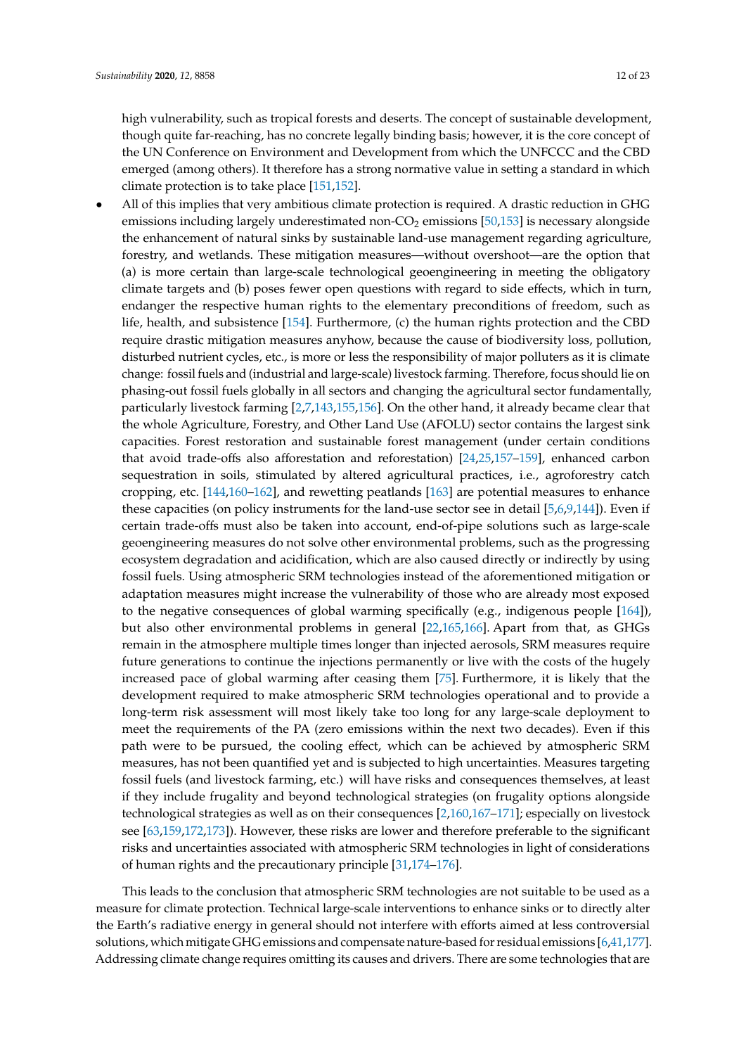high vulnerability, such as tropical forests and deserts. The concept of sustainable development, though quite far-reaching, has no concrete legally binding basis; however, it is the core concept of the UN Conference on Environment and Development from which the UNFCCC and the CBD emerged (among others). It therefore has a strong normative value in setting a standard in which climate protection is to take place [151,152].

- All of this implies that very ambitious climate protection is required. A drastic reduction in GHG emissions including largely underestimated non-$CO_2$ emissions [50,153] is necessary alongside the enhancement of natural sinks by sustainable land-use management regarding agriculture, forestry, and wetlands. These mitigation measures—without overshoot—are the option that (a) is more certain than large-scale technological geoengineering in meeting the obligatory climate targets and (b) poses fewer open questions with regard to side effects, which in turn, endanger the respective human rights to the elementary preconditions of freedom, such as life, health, and subsistence [154]. Furthermore, (c) the human rights protection and the CBD require drastic mitigation measures anyhow, because the cause of biodiversity loss, pollution, disturbed nutrient cycles, etc., is more or less the responsibility of major polluters as it is climate change: fossil fuels and (industrial and large-scale) livestock farming. Therefore, focus should lie on phasing-out fossil fuels globally in all sectors and changing the agricultural sector fundamentally, particularly livestock farming [2,7,143,155,156]. On the other hand, it already became clear that the whole Agriculture, Forestry, and Other Land Use (AFOLU) sector contains the largest sink capacities. Forest restoration and sustainable forest management (under certain conditions that avoid trade-offs also afforestation and reforestation) [24,25,157–159], enhanced carbon sequestration in soils, stimulated by altered agricultural practices, i.e., agroforestry catch cropping, etc. [144,160–162], and rewetting peatlands [163] are potential measures to enhance these capacities (on policy instruments for the land-use sector see in detail [5,6,9,144]). Even if certain trade-offs must also be taken into account, end-of-pipe solutions such as large-scale geoengineering measures do not solve other environmental problems, such as the progressing ecosystem degradation and acidification, which are also caused directly or indirectly by using fossil fuels. Using atmospheric SRM technologies instead of the aforementioned mitigation or adaptation measures might increase the vulnerability of those who are already most exposed to the negative consequences of global warming specifically (e.g., indigenous people [164]), but also other environmental problems in general [22,165,166]. Apart from that, as GHGs remain in the atmosphere multiple times longer than injected aerosols, SRM measures require future generations to continue the injections permanently or live with the costs of the hugely increased pace of global warming after ceasing them [75]. Furthermore, it is likely that the development required to make atmospheric SRM technologies operational and to provide a long-term risk assessment will most likely take too long for any large-scale deployment to meet the requirements of the PA (zero emissions within the next two decades). Even if this path were to be pursued, the cooling effect, which can be achieved by atmospheric SRM measures, has not been quantified yet and is subjected to high uncertainties. Measures targeting fossil fuels (and livestock farming, etc.) will have risks and consequences themselves, at least if they include frugality and beyond technological strategies (on frugality options alongside technological strategies as well as on their consequences [2,160,167–171]; especially on livestock see [63,159,172,173]). However, these risks are lower and therefore preferable to the significant risks and uncertainties associated with atmospheric SRM technologies in light of considerations of human rights and the precautionary principle [31,174–176].

This leads to the conclusion that atmospheric SRM technologies are not suitable to be used as a measure for climate protection. Technical large-scale interventions to enhance sinks or to directly alter the Earth's radiative energy in general should not interfere with efforts aimed at less controversial solutions, which mitigate GHG emissions and compensate nature-based for residual emissions [6,41,177]. Addressing climate change requires omitting its causes and drivers. There are some technologies that are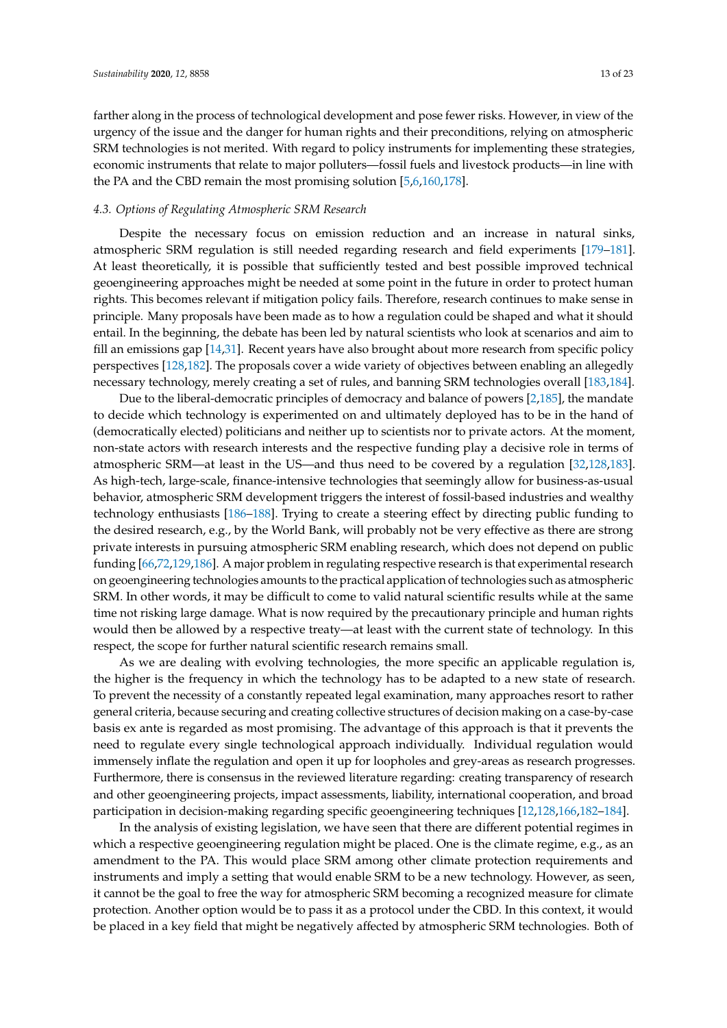farther along in the process of technological development and pose fewer risks. However, in view of the urgency of the issue and the danger for human rights and their preconditions, relying on atmospheric SRM technologies is not merited. With regard to policy instruments for implementing these strategies, economic instruments that relate to major polluters—fossil fuels and livestock products—in line with the PA and the CBD remain the most promising solution [5,6,160,178].

### 4.3. Options of Regulating Atmospheric SRM Research

Despite the necessary focus on emission reduction and an increase in natural sinks, atmospheric SRM regulation is still needed regarding research and field experiments [179–181]. At least theoretically, it is possible that sufficiently tested and best possible improved technical geoengineering approaches might be needed at some point in the future in order to protect human rights. This becomes relevant if mitigation policy fails. Therefore, research continues to make sense in principle. Many proposals have been made as to how a regulation could be shaped and what it should entail. In the beginning, the debate has been led by natural scientists who look at scenarios and aim to fill an emissions gap [14,31]. Recent years have also brought about more research from specific policy perspectives [128,182]. The proposals cover a wide variety of objectives between enabling an allegedly necessary technology, merely creating a set of rules, and banning SRM technologies overall [183,184].

Due to the liberal-democratic principles of democracy and balance of powers [2,185], the mandate to decide which technology is experimented on and ultimately deployed has to be in the hand of (democratically elected) politicians and neither up to scientists nor to private actors. At the moment, non-state actors with research interests and the respective funding play a decisive role in terms of atmospheric SRM—at least in the US—and thus need to be covered by a regulation [32,128,183]. As high-tech, large-scale, finance-intensive technologies that seemingly allow for business-as-usual behavior, atmospheric SRM development triggers the interest of fossil-based industries and wealthy technology enthusiasts [186–188]. Trying to create a steering effect by directing public funding to the desired research, e.g., by the World Bank, will probably not be very effective as there are strong private interests in pursuing atmospheric SRM enabling research, which does not depend on public funding [66,72,129,186]. A major problem in regulating respective research is that experimental research on geoengineering technologies amounts to the practical application of technologies such as atmospheric SRM. In other words, it may be difficult to come to valid natural scientific results while at the same time not risking large damage. What is now required by the precautionary principle and human rights would then be allowed by a respective treaty—at least with the current state of technology. In this respect, the scope for further natural scientific research remains small.

As we are dealing with evolving technologies, the more specific an applicable regulation is, the higher is the frequency in which the technology has to be adapted to a new state of research. To prevent the necessity of a constantly repeated legal examination, many approaches resort to rather general criteria, because securing and creating collective structures of decision making on a case-by-case basis ex ante is regarded as most promising. The advantage of this approach is that it prevents the need to regulate every single technological approach individually. Individual regulation would immensely inflate the regulation and open it up for loopholes and grey-areas as research progresses. Furthermore, there is consensus in the reviewed literature regarding: creating transparency of research and other geoengineering projects, impact assessments, liability, international cooperation, and broad participation in decision-making regarding specific geoengineering techniques [12,128,166,182–184].

In the analysis of existing legislation, we have seen that there are different potential regimes in which a respective geoengineering regulation might be placed. One is the climate regime, e.g., as an amendment to the PA. This would place SRM among other climate protection requirements and instruments and imply a setting that would enable SRM to be a new technology. However, as seen, it cannot be the goal to free the way for atmospheric SRM becoming a recognized measure for climate protection. Another option would be to pass it as a protocol under the CBD. In this context, it would be placed in a key field that might be negatively affected by atmospheric SRM technologies. Both of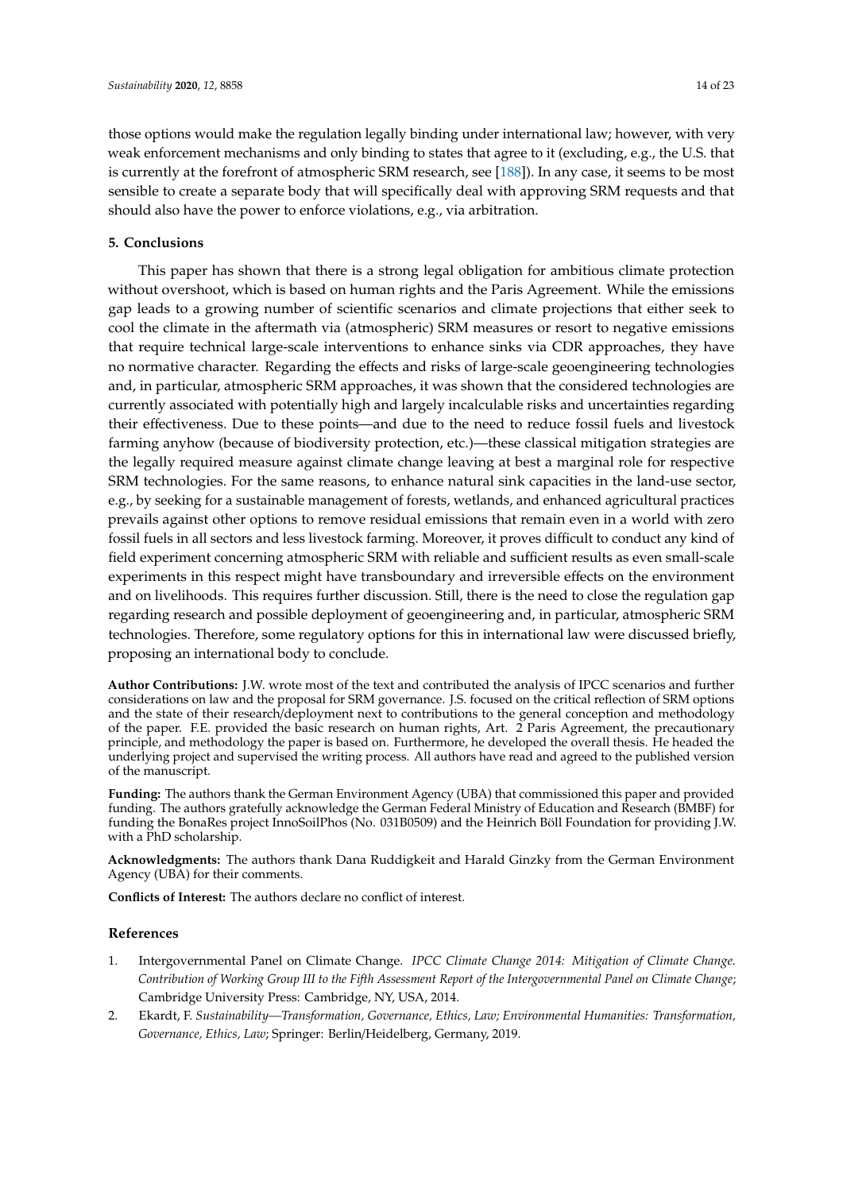those options would make the regulation legally binding under international law; however, with very weak enforcement mechanisms and only binding to states that agree to it (excluding, e.g., the U.S. that is currently at the forefront of atmospheric SRM research, see [188]). In any case, it seems to be most sensible to create a separate body that will specifically deal with approving SRM requests and that should also have the power to enforce violations, e.g., via arbitration.

## 5. Conclusions

This paper has shown that there is a strong legal obligation for ambitious climate protection without overshoot, which is based on human rights and the Paris Agreement. While the emissions gap leads to a growing number of scientific scenarios and climate projections that either seek to cool the climate in the aftermath via (atmospheric) SRM measures or resort to negative emissions that require technical large-scale interventions to enhance sinks via CDR approaches, they have no normative character. Regarding the effects and risks of large-scale geoengineering technologies and, in particular, atmospheric SRM approaches, it was shown that the considered technologies are currently associated with potentially high and largely incalculable risks and uncertainties regarding their effectiveness. Due to these points—and due to the need to reduce fossil fuels and livestock farming anyhow (because of biodiversity protection, etc.)—these classical mitigation strategies are the legally required measure against climate change leaving at best a marginal role for respective SRM technologies. For the same reasons, to enhance natural sink capacities in the land-use sector, e.g., by seeking for a sustainable management of forests, wetlands, and enhanced agricultural practices prevails against other options to remove residual emissions that remain even in a world with zero fossil fuels in all sectors and less livestock farming. Moreover, it proves difficult to conduct any kind of field experiment concerning atmospheric SRM with reliable and sufficient results as even small-scale experiments in this respect might have transboundary and irreversible effects on the environment and on livelihoods. This requires further discussion. Still, there is the need to close the regulation gap regarding research and possible deployment of geoengineering and, in particular, atmospheric SRM technologies. Therefore, some regulatory options for this in international law were discussed briefly, proposing an international body to conclude.

**Author Contributions:** J.W. wrote most of the text and contributed the analysis of IPCC scenarios and further considerations on law and the proposal for SRM governance. J.S. focused on the critical reflection of SRM options and the state of their research/deployment next to contributions to the general conception and methodology of the paper. F.E. provided the basic research on human rights, Art. 2 Paris Agreement, the precautionary principle, and methodology the paper is based on. Furthermore, he developed the overall thesis. He headed the underlying project and supervised the writing process. All authors have read and agreed to the published version of the manuscript.

**Funding:** The authors thank the German Environment Agency (UBA) that commissioned this paper and provided funding. The authors gratefully acknowledge the German Federal Ministry of Education and Research (BMBF) for funding the BonaRes project InnoSoilPhos (No. 031B0509) and the Heinrich Böll Foundation for providing J.W. with a PhD scholarship.

**Acknowledgments:** The authors thank Dana Ruddigkeit and Harald Ginzky from the German Environment Agency (UBA) for their comments.

**Conflicts of Interest:** The authors declare no conflict of interest.

## References

1. Intergovernmental Panel on Climate Change. *IPCC Climate Change 2014: Mitigation of Climate Change. Contribution of Working Group III to the Fifth Assessment Report of the Intergovernmental Panel on Climate Change*; Cambridge University Press: Cambridge, NY, USA, 2014.
2. Ekardt, F. *Sustainability—Transformation, Governance, Ethics, Law; Environmental Humanities: Transformation, Governance, Ethics, Law*; Springer: Berlin/Heidelberg, Germany, 2019.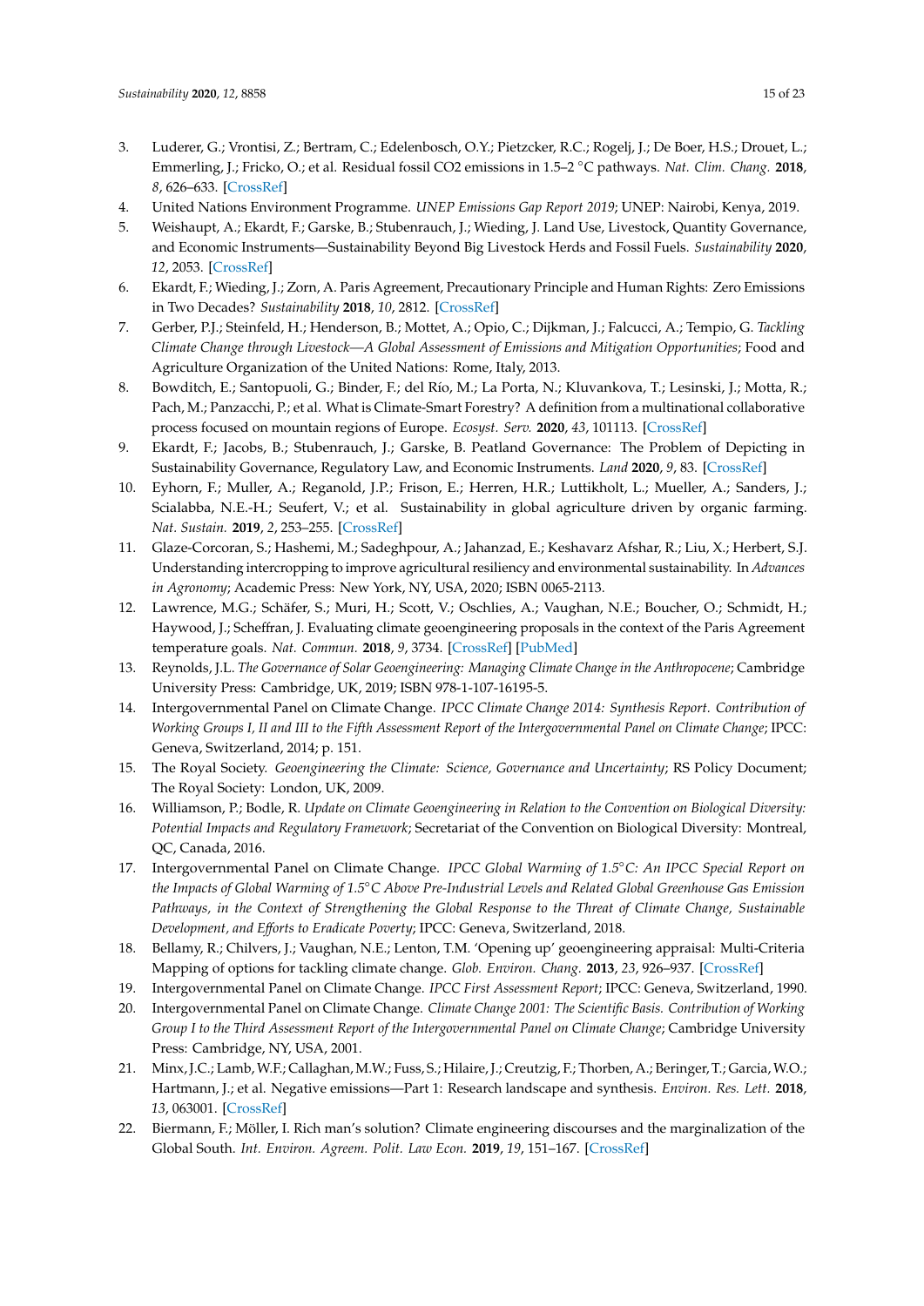3. Luderer, G.; Vrontisi, Z.; Bertram, C.; Edelenbosch, O.Y.; Pietzcker, R.C.; Rogelj, J.; De Boer, H.S.; Drouet, L.; Emmerling, J.; Fricko, O.; et al. Residual fossil CO2 emissions in 1.5–2 °C pathways. *Nat. Clim. Chang.* **2018**, *8*, 626–633. [CrossRef]
4. United Nations Environment Programme. *UNEP Emissions Gap Report 2019*; UNEP: Nairobi, Kenya, 2019.
5. Weishaupt, A.; Ekardt, F.; Garske, B.; Stubenrauch, J.; Wieding, J. Land Use, Livestock, Quantity Governance, and Economic Instruments—Sustainability Beyond Big Livestock Herds and Fossil Fuels. *Sustainability* **2020**, *12*, 2053. [CrossRef]
6. Ekardt, F.; Wieding, J.; Zorn, A. Paris Agreement, Precautionary Principle and Human Rights: Zero Emissions in Two Decades? *Sustainability* **2018**, *10*, 2812. [CrossRef]
7. Gerber, P.J.; Steinfeld, H.; Henderson, B.; Mottet, A.; Opio, C.; Dijkman, J.; Falcucci, A.; Tempio, G. *Tackling Climate Change through Livestock—A Global Assessment of Emissions and Mitigation Opportunities*; Food and Agriculture Organization of the United Nations: Rome, Italy, 2013.
8. Bowditch, E.; Santopuoli, G.; Binder, F.; del Río, M.; La Porta, N.; Kluvankova, T.; Lesinski, J.; Motta, R.; Pach, M.; Panzacchi, P.; et al. What is Climate-Smart Forestry? A definition from a multinational collaborative process focused on mountain regions of Europe. *Ecosyst. Serv.* **2020**, *43*, 101113. [CrossRef]
9. Ekardt, F.; Jacobs, B.; Stubenrauch, J.; Garske, B. Peatland Governance: The Problem of Depicting in Sustainability Governance, Regulatory Law, and Economic Instruments. *Land* **2020**, *9*, 83. [CrossRef]
10. Eyhorn, F.; Muller, A.; Reganold, J.P.; Frison, E.; Herren, H.R.; Luttikholt, L.; Mueller, A.; Sanders, J.; Scialabba, N.E.-H.; Seufert, V.; et al. Sustainability in global agriculture driven by organic farming. *Nat. Sustain.* **2019**, *2*, 253–255. [CrossRef]
11. Glaze-Corcoran, S.; Hashemi, M.; Sadeghpour, A.; Jahanzad, E.; Keshavarz Afshar, R.; Liu, X.; Herbert, S.J. Understanding intercropping to improve agricultural resiliency and environmental sustainability. In *Advances in Agronomy*; Academic Press: New York, NY, USA, 2020; ISBN 0065-2113.
12. Lawrence, M.G.; Schäfer, S.; Muri, H.; Scott, V.; Oschlies, A.; Vaughan, N.E.; Boucher, O.; Schmidt, H.; Haywood, J.; Scheffran, J. Evaluating climate geoengineering proposals in the context of the Paris Agreement temperature goals. *Nat. Commun.* **2018**, *9*, 3734. [CrossRef] [PubMed]
13. Reynolds, J.L. *The Governance of Solar Geoengineering: Managing Climate Change in the Anthropocene*; Cambridge University Press: Cambridge, UK, 2019; ISBN 978-1-107-16195-5.
14. Intergovernmental Panel on Climate Change. *IPCC Climate Change 2014: Synthesis Report. Contribution of Working Groups I, II and III to the Fifth Assessment Report of the Intergovernmental Panel on Climate Change*; IPCC: Geneva, Switzerland, 2014; p. 151.
15. The Royal Society. *Geoengineering the Climate: Science, Governance and Uncertainty*; RS Policy Document; The Royal Society: London, UK, 2009.
16. Williamson, P.; Bodle, R. *Update on Climate Geoengineering in Relation to the Convention on Biological Diversity: Potential Impacts and Regulatory Framework*; Secretariat of the Convention on Biological Diversity: Montreal, QC, Canada, 2016.
17. Intergovernmental Panel on Climate Change. *IPCC Global Warming of 1.5°C: An IPCC Special Report on the Impacts of Global Warming of 1.5°C Above Pre-Industrial Levels and Related Global Greenhouse Gas Emission Pathways, in the Context of Strengthening the Global Response to the Threat of Climate Change, Sustainable Development, and Efforts to Eradicate Poverty*; IPCC: Geneva, Switzerland, 2018.
18. Bellamy, R.; Chilvers, J.; Vaughan, N.E.; Lenton, T.M. 'Opening up' geoengineering appraisal: Multi-Criteria Mapping of options for tackling climate change. *Glob. Environ. Chang.* **2013**, *23*, 926–937. [CrossRef]
19. Intergovernmental Panel on Climate Change. *IPCC First Assessment Report*; IPCC: Geneva, Switzerland, 1990.
20. Intergovernmental Panel on Climate Change. *Climate Change 2001: The Scientific Basis. Contribution of Working Group I to the Third Assessment Report of the Intergovernmental Panel on Climate Change*; Cambridge University Press: Cambridge, NY, USA, 2001.
21. Minx, J.C.; Lamb, W.F.; Callaghan, M.W.; Fuss, S.; Hilaire, J.; Creutzig, F.; Thorben, A.; Beringer, T.; Garcia, W.O.; Hartmann, J.; et al. Negative emissions—Part 1: Research landscape and synthesis. *Environ. Res. Lett.* **2018**, *13*, 063001. [CrossRef]
22. Biermann, F.; Möller, I. Rich man's solution? Climate engineering discourses and the marginalization of the Global South. *Int. Environ. Agreem. Polit. Law Econ.* **2019**, *19*, 151–167. [CrossRef]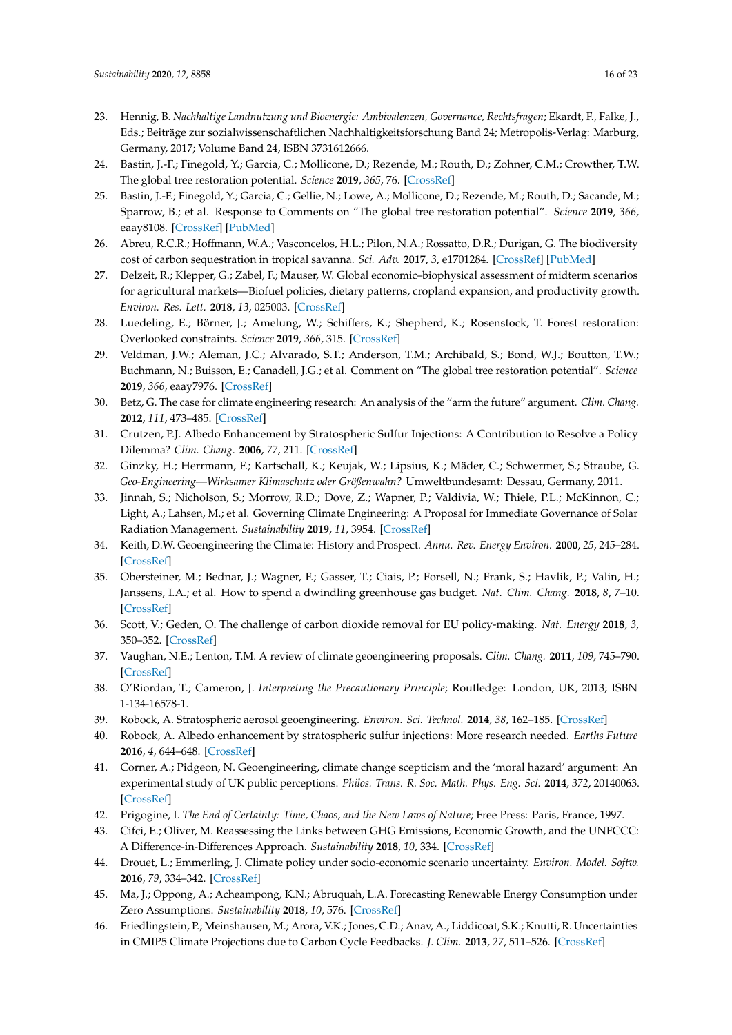23. Hennig, B. *Nachhaltige Landnutzung und Bioenergie: Ambivalenzen, Governance, Rechtsfragen*; Ekardt, F., Falke, J., Eds.; Beiträge zur sozialwissenschaftlichen Nachhaltigkeitsforschung Band 24; Metropolis-Verlag: Marburg, Germany, 2017; Volume Band 24, ISBN 3731612666.
24. Bastin, J.-F.; Finegold, Y.; Garcia, C.; Mollicone, D.; Rezende, M.; Routh, D.; Zohner, C.M.; Crowther, T.W. The global tree restoration potential. *Science* **2019**, *365*, 76. [CrossRef]
25. Bastin, J.-F.; Finegold, Y.; Garcia, C.; Gellie, N.; Lowe, A.; Mollicone, D.; Rezende, M.; Routh, D.; Sacande, M.; Sparrow, B.; et al. Response to Comments on "The global tree restoration potential". *Science* **2019**, *366*, eaay8108. [CrossRef] [PubMed]
26. Abreu, R.C.R.; Hoffmann, W.A.; Vasconcelos, H.L.; Pilon, N.A.; Rossatto, D.R.; Durigan, G. The biodiversity cost of carbon sequestration in tropical savanna. *Sci. Adv.* **2017**, *3*, e1701284. [CrossRef] [PubMed]
27. Delzeit, R.; Klepper, G.; Zabel, F.; Mauser, W. Global economic–biophysical assessment of midterm scenarios for agricultural markets—Biofuel policies, dietary patterns, cropland expansion, and productivity growth. *Environ. Res. Lett.* **2018**, *13*, 025003. [CrossRef]
28. Luedeling, E.; Börner, J.; Amelung, W.; Schiffers, K.; Shepherd, K.; Rosenstock, T. Forest restoration: Overlooked constraints. *Science* **2019**, *366*, 315. [CrossRef]
29. Veldman, J.W.; Aleman, J.C.; Alvarado, S.T.; Anderson, T.M.; Archibald, S.; Bond, W.J.; Boutton, T.W.; Buchmann, N.; Buisson, E.; Canadell, J.G.; et al. Comment on "The global tree restoration potential". *Science* **2019**, *366*, eaay7976. [CrossRef]
30. Betz, G. The case for climate engineering research: An analysis of the "arm the future" argument. *Clim. Chang.* **2012**, *111*, 473–485. [CrossRef]
31. Crutzen, P.J. Albedo Enhancement by Stratospheric Sulfur Injections: A Contribution to Resolve a Policy Dilemma? *Clim. Chang.* **2006**, *77*, 211. [CrossRef]
32. Ginzky, H.; Herrmann, F.; Kartschall, K.; Keujak, W.; Lipsius, K.; Mäder, C.; Schwermer, S.; Straube, G. *Geo-Engineering—Wirksamer Klimaschutz oder Größenwahn?* Umweltbundesamt: Dessau, Germany, 2011.
33. Jinnah, S.; Nicholson, S.; Morrow, R.D.; Dove, Z.; Wapner, P.; Valdivia, W.; Thiele, P.L.; McKinnon, C.; Light, A.; Lahsen, M.; et al. Governing Climate Engineering: A Proposal for Immediate Governance of Solar Radiation Management. *Sustainability* **2019**, *11*, 3954. [CrossRef]
34. Keith, D.W. Geoengineering the Climate: History and Prospect. *Annu. Rev. Energy Environ.* **2000**, *25*, 245–284. [CrossRef]
35. Obersteiner, M.; Bednar, J.; Wagner, F.; Gasser, T.; Ciais, P.; Forsell, N.; Frank, S.; Havlik, P.; Valin, H.; Janssens, I.A.; et al. How to spend a dwindling greenhouse gas budget. *Nat. Clim. Chang.* **2018**, *8*, 7–10. [CrossRef]
36. Scott, V.; Geden, O. The challenge of carbon dioxide removal for EU policy-making. *Nat. Energy* **2018**, *3*, 350–352. [CrossRef]
37. Vaughan, N.E.; Lenton, T.M. A review of climate geoengineering proposals. *Clim. Chang.* **2011**, *109*, 745–790. [CrossRef]
38. O'Riordan, T.; Cameron, J. *Interpreting the Precautionary Principle*; Routledge: London, UK, 2013; ISBN 1-134-16578-1.
39. Robock, A. Stratospheric aerosol geoengineering. *Environ. Sci. Technol.* **2014**, *38*, 162–185. [CrossRef]
40. Robock, A. Albedo enhancement by stratospheric sulfur injections: More research needed. *Earths Future* **2016**, *4*, 644–648. [CrossRef]
41. Corner, A.; Pidgeon, N. Geoengineering, climate change scepticism and the 'moral hazard' argument: An experimental study of UK public perceptions. *Philos. Trans. R. Soc. Math. Phys. Eng. Sci.* **2014**, *372*, 20140063. [CrossRef]
42. Prigogine, I. *The End of Certainty: Time, Chaos, and the New Laws of Nature*; Free Press: Paris, France, 1997.
43. Cifci, E.; Oliver, M. Reassessing the Links between GHG Emissions, Economic Growth, and the UNFCCC: A Difference-in-Differences Approach. *Sustainability* **2018**, *10*, 334. [CrossRef]
44. Drouet, L.; Emmerling, J. Climate policy under socio-economic scenario uncertainty. *Environ. Model. Softw.* **2016**, *79*, 334–342. [CrossRef]
45. Ma, J.; Oppong, A.; Acheampong, K.N.; Abruquah, L.A. Forecasting Renewable Energy Consumption under Zero Assumptions. *Sustainability* **2018**, *10*, 576. [CrossRef]
46. Friedlingstein, P.; Meinshausen, M.; Arora, V.K.; Jones, C.D.; Anav, A.; Liddicoat, S.K.; Knutti, R. Uncertainties in CMIP5 Climate Projections due to Carbon Cycle Feedbacks. *J. Clim.* **2013**, *27*, 511–526. [CrossRef]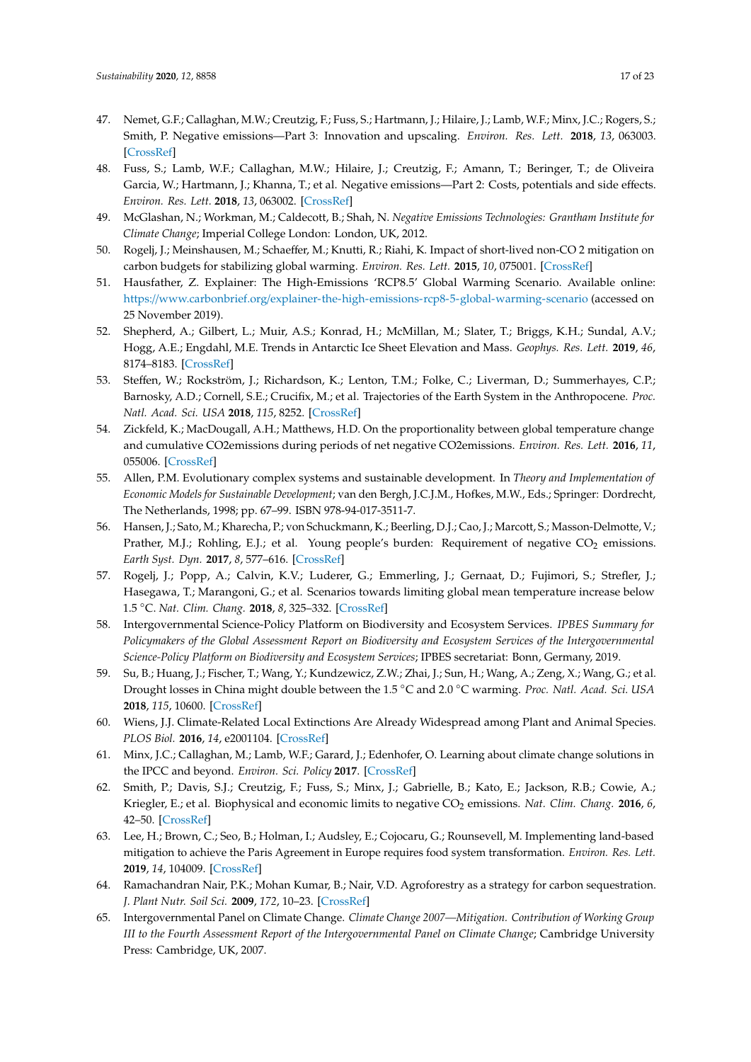47. Nemet, G.F.; Callaghan, M.W.; Creutzig, F.; Fuss, S.; Hartmann, J.; Hilaire, J.; Lamb, W.F.; Minx, J.C.; Rogers, S.; Smith, P. Negative emissions—Part 3: Innovation and upscaling. *Environ. Res. Lett.* **2018**, *13*, 063003. [CrossRef]
48. Fuss, S.; Lamb, W.F.; Callaghan, M.W.; Hilaire, J.; Creutzig, F.; Amann, T.; Beringer, T.; de Oliveira Garcia, W.; Hartmann, J.; Khanna, T.; et al. Negative emissions—Part 2: Costs, potentials and side effects. *Environ. Res. Lett.* **2018**, *13*, 063002. [CrossRef]
49. McGlashan, N.; Workman, M.; Caldecott, B.; Shah, N. *Negative Emissions Technologies: Grantham Institute for Climate Change*; Imperial College London: London, UK, 2012.
50. Rogelj, J.; Meinshausen, M.; Schaeffer, M.; Knutti, R.; Riahi, K. Impact of short-lived non-CO 2 mitigation on carbon budgets for stabilizing global warming. *Environ. Res. Lett.* **2015**, *10*, 075001. [CrossRef]
51. Hausfather, Z. Explainer: The High-Emissions 'RCP8.5' Global Warming Scenario. Available online: https://www.carbonbrief.org/explainer-the-high-emissions-rcp8-5-global-warming-scenario (accessed on 25 November 2019).
52. Shepherd, A.; Gilbert, L.; Muir, A.S.; Konrad, H.; McMillan, M.; Slater, T.; Briggs, K.H.; Sundal, A.V.; Hogg, A.E.; Engdahl, M.E. Trends in Antarctic Ice Sheet Elevation and Mass. *Geophys. Res. Lett.* **2019**, *46*, 8174–8183. [CrossRef]
53. Steffen, W.; Rockström, J.; Richardson, K.; Lenton, T.M.; Folke, C.; Liverman, D.; Summerhayes, C.P.; Barnosky, A.D.; Cornell, S.E.; Crucifix, M.; et al. Trajectories of the Earth System in the Anthropocene. *Proc. Natl. Acad. Sci. USA* **2018**, *115*, 8252. [CrossRef]
54. Zickfeld, K.; MacDougall, A.H.; Matthews, H.D. On the proportionality between global temperature change and cumulative CO2emissions during periods of net negative CO2emissions. *Environ. Res. Lett.* **2016**, *11*, 055006. [CrossRef]
55. Allen, P.M. Evolutionary complex systems and sustainable development. In *Theory and Implementation of Economic Models for Sustainable Development*; van den Bergh, J.C.J.M., Hofkes, M.W., Eds.; Springer: Dordrecht, The Netherlands, 1998; pp. 67–99. ISBN 978-94-017-3511-7.
56. Hansen, J.; Sato, M.; Kharecha, P.; von Schuckmann, K.; Beerling, D.J.; Cao, J.; Marcott, S.; Masson-Delmotte, V.; Prather, M.J.; Rohling, E.J.; et al. Young people's burden: Requirement of negative $CO_2$ emissions. *Earth Syst. Dyn.* **2017**, *8*, 577–616. [CrossRef]
57. Rogelj, J.; Popp, A.; Calvin, K.V.; Luderer, G.; Emmerling, J.; Gernaat, D.; Fujimori, S.; Strefler, J.; Hasegawa, T.; Marangoni, G.; et al. Scenarios towards limiting global mean temperature increase below 1.5 °C. *Nat. Clim. Chang.* **2018**, *8*, 325–332. [CrossRef]
58. Intergovernmental Science-Policy Platform on Biodiversity and Ecosystem Services. *IPBES Summary for Policymakers of the Global Assessment Report on Biodiversity and Ecosystem Services of the Intergovernmental Science-Policy Platform on Biodiversity and Ecosystem Services*; IPBES secretariat: Bonn, Germany, 2019.
59. Su, B.; Huang, J.; Fischer, T.; Wang, Y.; Kundzewicz, Z.W.; Zhai, J.; Sun, H.; Wang, A.; Zeng, X.; Wang, G.; et al. Drought losses in China might double between the 1.5 °C and 2.0 °C warming. *Proc. Natl. Acad. Sci. USA* **2018**, *115*, 10600. [CrossRef]
60. Wiens, J.J. Climate-Related Local Extinctions Are Already Widespread among Plant and Animal Species. *PLOS Biol.* **2016**, *14*, e2001104. [CrossRef]
61. Minx, J.C.; Callaghan, M.; Lamb, W.F.; Garard, J.; Edenhofer, O. Learning about climate change solutions in the IPCC and beyond. *Environ. Sci. Policy* **2017**. [CrossRef]
62. Smith, P.; Davis, S.J.; Creutzig, F.; Fuss, S.; Minx, J.; Gabrielle, B.; Kato, E.; Jackson, R.B.; Cowie, A.; Kriegler, E.; et al. Biophysical and economic limits to negative $CO_2$ emissions. *Nat. Clim. Chang.* **2016**, *6*, 42–50. [CrossRef]
63. Lee, H.; Brown, C.; Seo, B.; Holman, I.; Audsley, E.; Cojocaru, G.; Rounsevell, M. Implementing land-based mitigation to achieve the Paris Agreement in Europe requires food system transformation. *Environ. Res. Lett.* **2019**, *14*, 104009. [CrossRef]
64. Ramachandran Nair, P.K.; Mohan Kumar, B.; Nair, V.D. Agroforestry as a strategy for carbon sequestration. *J. Plant Nutr. Soil Sci.* **2009**, *172*, 10–23. [CrossRef]
65. Intergovernmental Panel on Climate Change. *Climate Change 2007—Mitigation. Contribution of Working Group III to the Fourth Assessment Report of the Intergovernmental Panel on Climate Change*; Cambridge University Press: Cambridge, UK, 2007.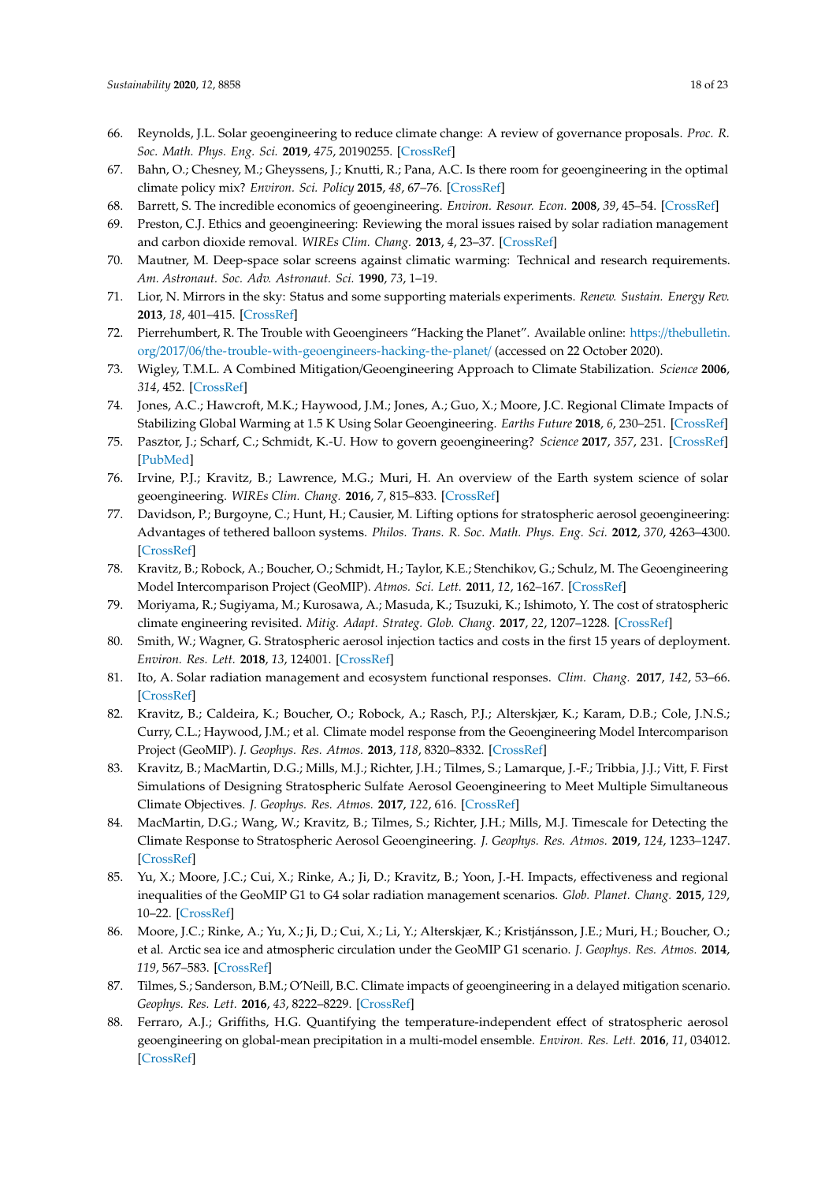66. Reynolds, J.L. Solar geoengineering to reduce climate change: A review of governance proposals. *Proc. R. Soc. Math. Phys. Eng. Sci.* **2019**, *475*, 20190255. [CrossRef]
67. Bahn, O.; Chesney, M.; Gheyssens, J.; Knutti, R.; Pana, A.C. Is there room for geoengineering in the optimal climate policy mix? *Environ. Sci. Policy* **2015**, *48*, 67–76. [CrossRef]
68. Barrett, S. The incredible economics of geoengineering. *Environ. Resour. Econ.* **2008**, *39*, 45–54. [CrossRef]
69. Preston, C.J. Ethics and geoengineering: Reviewing the moral issues raised by solar radiation management and carbon dioxide removal. *WIREs Clim. Chang.* **2013**, *4*, 23–37. [CrossRef]
70. Mautner, M. Deep-space solar screens against climatic warming: Technical and research requirements. *Am. Astronaut. Soc. Adv. Astronaut. Sci.* **1990**, *73*, 1–19.
71. Lior, N. Mirrors in the sky: Status and some supporting materials experiments. *Renew. Sustain. Energy Rev.* **2013**, *18*, 401–415. [CrossRef]
72. Pierrehumbert, R. The Trouble with Geoengineers "Hacking the Planet". Available online: https://thebulletin.org/2017/06/the-trouble-with-geoengineers-hacking-the-planet/ (accessed on 22 October 2020).
73. Wigley, T.M.L. A Combined Mitigation/Geoengineering Approach to Climate Stabilization. *Science* **2006**, *314*, 452. [CrossRef]
74. Jones, A.C.; Hawcroft, M.K.; Haywood, J.M.; Jones, A.; Guo, X.; Moore, J.C. Regional Climate Impacts of Stabilizing Global Warming at 1.5 K Using Solar Geoengineering. *Earths Future* **2018**, *6*, 230–251. [CrossRef]
75. Pasztor, J.; Scharf, C.; Schmidt, K.-U. How to govern geoengineering? *Science* **2017**, *357*, 231. [CrossRef] [PubMed]
76. Irvine, P.J.; Kravitz, B.; Lawrence, M.G.; Muri, H. An overview of the Earth system science of solar geoengineering. *WIREs Clim. Chang.* **2016**, *7*, 815–833. [CrossRef]
77. Davidson, P.; Burgoyne, C.; Hunt, H.; Causier, M. Lifting options for stratospheric aerosol geoengineering: Advantages of tethered balloon systems. *Philos. Trans. R. Soc. Math. Phys. Eng. Sci.* **2012**, *370*, 4263–4300. [CrossRef]
78. Kravitz, B.; Robock, A.; Boucher, O.; Schmidt, H.; Taylor, K.E.; Stenchikov, G.; Schulz, M. The Geoengineering Model Intercomparison Project (GeoMIP). *Atmos. Sci. Lett.* **2011**, *12*, 162–167. [CrossRef]
79. Moriyama, R.; Sugiyama, M.; Kurosawa, A.; Masuda, K.; Tsuzuki, K.; Ishimoto, Y. The cost of stratospheric climate engineering revisited. *Mitig. Adapt. Strateg. Glob. Chang.* **2017**, *22*, 1207–1228. [CrossRef]
80. Smith, W.; Wagner, G. Stratospheric aerosol injection tactics and costs in the first 15 years of deployment. *Environ. Res. Lett.* **2018**, *13*, 124001. [CrossRef]
81. Ito, A. Solar radiation management and ecosystem functional responses. *Clim. Chang.* **2017**, *142*, 53–66. [CrossRef]
82. Kravitz, B.; Caldeira, K.; Boucher, O.; Robock, A.; Rasch, P.J.; Alterskjær, K.; Karam, D.B.; Cole, J.N.S.; Curry, C.L.; Haywood, J.M.; et al. Climate model response from the Geoengineering Model Intercomparison Project (GeoMIP). *J. Geophys. Res. Atmos.* **2013**, *118*, 8320–8332. [CrossRef]
83. Kravitz, B.; MacMartin, D.G.; Mills, M.J.; Richter, J.H.; Tilmes, S.; Lamarque, J.-F.; Tribbia, J.J.; Vitt, F. First Simulations of Designing Stratospheric Sulfate Aerosol Geoengineering to Meet Multiple Simultaneous Climate Objectives. *J. Geophys. Res. Atmos.* **2017**, *122*, 616. [CrossRef]
84. MacMartin, D.G.; Wang, W.; Kravitz, B.; Tilmes, S.; Richter, J.H.; Mills, M.J. Timescale for Detecting the Climate Response to Stratospheric Aerosol Geoengineering. *J. Geophys. Res. Atmos.* **2019**, *124*, 1233–1247. [CrossRef]
85. Yu, X.; Moore, J.C.; Cui, X.; Rinke, A.; Ji, D.; Kravitz, B.; Yoon, J.-H. Impacts, effectiveness and regional inequalities of the GeoMIP G1 to G4 solar radiation management scenarios. *Glob. Planet. Chang.* **2015**, *129*, 10–22. [CrossRef]
86. Moore, J.C.; Rinke, A.; Yu, X.; Ji, D.; Cui, X.; Li, Y.; Alterskjær, K.; Kristjánsson, J.E.; Muri, H.; Boucher, O.; et al. Arctic sea ice and atmospheric circulation under the GeoMIP G1 scenario. *J. Geophys. Res. Atmos.* **2014**, *119*, 567–583. [CrossRef]
87. Tilmes, S.; Sanderson, B.M.; O'Neill, B.C. Climate impacts of geoengineering in a delayed mitigation scenario. *Geophys. Res. Lett.* **2016**, *43*, 8222–8229. [CrossRef]
88. Ferraro, A.J.; Griffiths, H.G. Quantifying the temperature-independent effect of stratospheric aerosol geoengineering on global-mean precipitation in a multi-model ensemble. *Environ. Res. Lett.* **2016**, *11*, 034012. [CrossRef]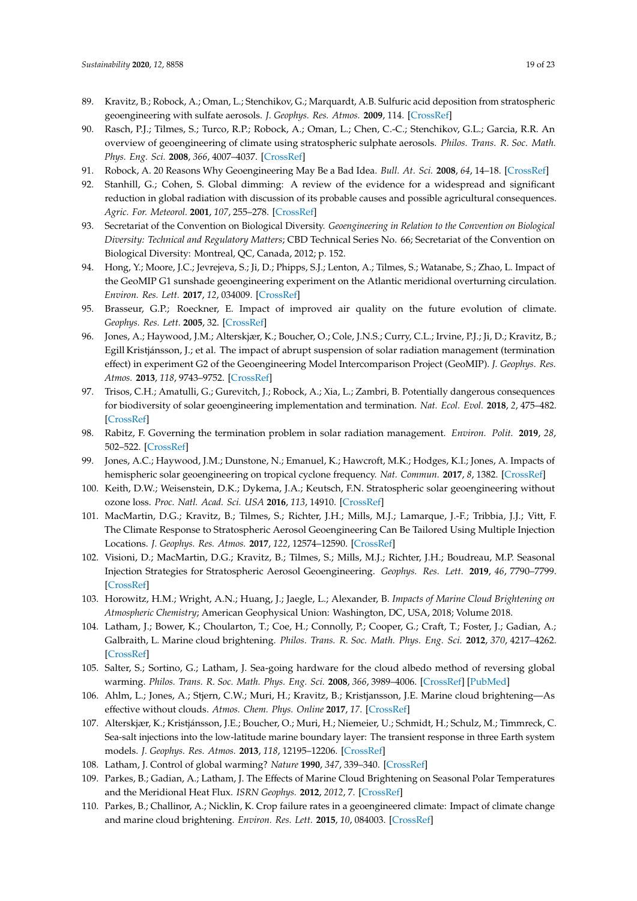89. Kravitz, B.; Robock, A.; Oman, L.; Stenchikov, G.; Marquardt, A.B. Sulfuric acid deposition from stratospheric geoengineering with sulfate aerosols. *J. Geophys. Res. Atmos.* **2009**, 114. [CrossRef]
90. Rasch, P.J.; Tilmes, S.; Turco, R.P.; Robock, A.; Oman, L.; Chen, C.-C.; Stenchikov, G.L.; Garcia, R.R. An overview of geoengineering of climate using stratospheric sulphate aerosols. *Philos. Trans. R. Soc. Math. Phys. Eng. Sci.* **2008**, *366*, 4007–4037. [CrossRef]
91. Robock, A. 20 Reasons Why Geoengineering May Be a Bad Idea. *Bull. At. Sci.* **2008**, *64*, 14–18. [CrossRef]
92. Stanhill, G.; Cohen, S. Global dimming: A review of the evidence for a widespread and significant reduction in global radiation with discussion of its probable causes and possible agricultural consequences. *Agric. For. Meteorol.* **2001**, *107*, 255–278. [CrossRef]
93. Secretariat of the Convention on Biological Diversity. *Geoengineering in Relation to the Convention on Biological Diversity: Technical and Regulatory Matters*; CBD Technical Series No. 66; Secretariat of the Convention on Biological Diversity: Montreal, QC, Canada, 2012; p. 152.
94. Hong, Y.; Moore, J.C.; Jevrejeva, S.; Ji, D.; Phipps, S.J.; Lenton, A.; Tilmes, S.; Watanabe, S.; Zhao, L. Impact of the GeoMIP G1 sunshade geoengineering experiment on the Atlantic meridional overturning circulation. *Environ. Res. Lett.* **2017**, *12*, 034009. [CrossRef]
95. Brasseur, G.P.; Roeckner, E. Impact of improved air quality on the future evolution of climate. *Geophys. Res. Lett.* **2005**, 32. [CrossRef]
96. Jones, A.; Haywood, J.M.; Alterskjær, K.; Boucher, O.; Cole, J.N.S.; Curry, C.L.; Irvine, P.J.; Ji, D.; Kravitz, B.; Egill Kristjánsson, J.; et al. The impact of abrupt suspension of solar radiation management (termination effect) in experiment G2 of the Geoengineering Model Intercomparison Project (GeoMIP). *J. Geophys. Res. Atmos.* **2013**, *118*, 9743–9752. [CrossRef]
97. Trisos, C.H.; Amatulli, G.; Gurevitch, J.; Robock, A.; Xia, L.; Zambri, B. Potentially dangerous consequences for biodiversity of solar geoengineering implementation and termination. *Nat. Ecol. Evol.* **2018**, *2*, 475–482. [CrossRef]
98. Rabitz, F. Governing the termination problem in solar radiation management. *Environ. Polit.* **2019**, *28*, 502–522. [CrossRef]
99. Jones, A.C.; Haywood, J.M.; Dunstone, N.; Emanuel, K.; Hawcroft, M.K.; Hodges, K.I.; Jones, A. Impacts of hemispheric solar geoengineering on tropical cyclone frequency. *Nat. Commun.* **2017**, *8*, 1382. [CrossRef]
100. Keith, D.W.; Weisenstein, D.K.; Dykema, J.A.; Keutsch, F.N. Stratospheric solar geoengineering without ozone loss. *Proc. Natl. Acad. Sci. USA* **2016**, *113*, 14910. [CrossRef]
101. MacMartin, D.G.; Kravitz, B.; Tilmes, S.; Richter, J.H.; Mills, M.J.; Lamarque, J.-F.; Tribbia, J.J.; Vitt, F. The Climate Response to Stratospheric Aerosol Geoengineering Can Be Tailored Using Multiple Injection Locations. *J. Geophys. Res. Atmos.* **2017**, *122*, 12574–12590. [CrossRef]
102. Visioni, D.; MacMartin, D.G.; Kravitz, B.; Tilmes, S.; Mills, M.J.; Richter, J.H.; Boudreau, M.P. Seasonal Injection Strategies for Stratospheric Aerosol Geoengineering. *Geophys. Res. Lett.* **2019**, *46*, 7790–7799. [CrossRef]
103. Horowitz, H.M.; Wright, A.N.; Huang, J.; Jaegle, L.; Alexander, B. *Impacts of Marine Cloud Brightening on Atmospheric Chemistry*; American Geophysical Union: Washington, DC, USA, 2018; Volume 2018.
104. Latham, J.; Bower, K.; Choularton, T.; Coe, H.; Connolly, P.; Cooper, G.; Craft, T.; Foster, J.; Gadian, A.; Galbraith, L. Marine cloud brightening. *Philos. Trans. R. Soc. Math. Phys. Eng. Sci.* **2012**, *370*, 4217–4262. [CrossRef]
105. Salter, S.; Sortino, G.; Latham, J. Sea-going hardware for the cloud albedo method of reversing global warming. *Philos. Trans. R. Soc. Math. Phys. Eng. Sci.* **2008**, *366*, 3989–4006. [CrossRef] [PubMed]
106. Ahlm, L.; Jones, A.; Stjern, C.W.; Muri, H.; Kravitz, B.; Kristjansson, J.E. Marine cloud brightening—As effective without clouds. *Atmos. Chem. Phys. Online* **2017**, *17*. [CrossRef]
107. Alterskjær, K.; Kristjánsson, J.E.; Boucher, O.; Muri, H.; Niemeier, U.; Schmidt, H.; Schulz, M.; Timmreck, C. Sea-salt injections into the low-latitude marine boundary layer: The transient response in three Earth system models. *J. Geophys. Res. Atmos.* **2013**, *118*, 12195–12206. [CrossRef]
108. Latham, J. Control of global warming? *Nature* **1990**, *347*, 339–340. [CrossRef]
109. Parkes, B.; Gadian, A.; Latham, J. The Effects of Marine Cloud Brightening on Seasonal Polar Temperatures and the Meridional Heat Flux. *ISRN Geophys.* **2012**, *2012*, 7. [CrossRef]
110. Parkes, B.; Challinor, A.; Nicklin, K. Crop failure rates in a geoengineered climate: Impact of climate change and marine cloud brightening. *Environ. Res. Lett.* **2015**, *10*, 084003. [CrossRef]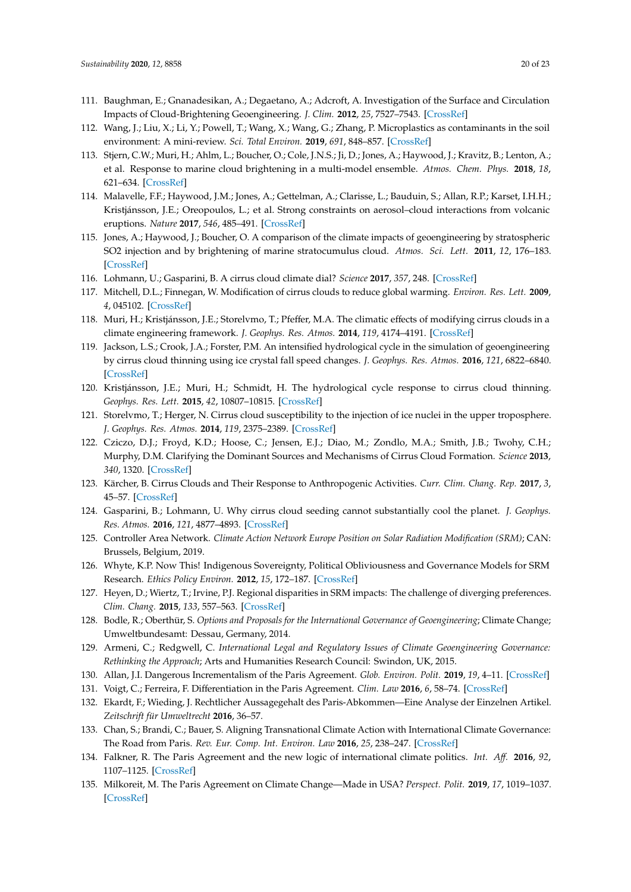111. Baughman, E.; Gnanadesikan, A.; Degaetano, A.; Adcroft, A. Investigation of the Surface and Circulation Impacts of Cloud-Brightening Geoengineering. *J. Clim.* **2012**, *25*, 7527–7543. [CrossRef]
112. Wang, J.; Liu, X.; Li, Y.; Powell, T.; Wang, X.; Wang, G.; Zhang, P. Microplastics as contaminants in the soil environment: A mini-review. *Sci. Total Environ.* **2019**, *691*, 848–857. [CrossRef]
113. Stjern, C.W.; Muri, H.; Ahlm, L.; Boucher, O.; Cole, J.N.S.; Ji, D.; Jones, A.; Haywood, J.; Kravitz, B.; Lenton, A.; et al. Response to marine cloud brightening in a multi-model ensemble. *Atmos. Chem. Phys.* **2018**, *18*, 621–634. [CrossRef]
114. Malavelle, F.F.; Haywood, J.M.; Jones, A.; Gettelman, A.; Clarisse, L.; Bauduin, S.; Allan, R.P.; Karset, I.H.H.; Kristjánsson, J.E.; Oreopoulos, L.; et al. Strong constraints on aerosol–cloud interactions from volcanic eruptions. *Nature* **2017**, *546*, 485–491. [CrossRef]
115. Jones, A.; Haywood, J.; Boucher, O. A comparison of the climate impacts of geoengineering by stratospheric SO2 injection and by brightening of marine stratocumulus cloud. *Atmos. Sci. Lett.* **2011**, *12*, 176–183. [CrossRef]
116. Lohmann, U.; Gasparini, B. A cirrus cloud climate dial? *Science* **2017**, *357*, 248. [CrossRef]
117. Mitchell, D.L.; Finnegan, W. Modification of cirrus clouds to reduce global warming. *Environ. Res. Lett.* **2009**, *4*, 045102. [CrossRef]
118. Muri, H.; Kristjánsson, J.E.; Storelvmo, T.; Pfeffer, M.A. The climatic effects of modifying cirrus clouds in a climate engineering framework. *J. Geophys. Res. Atmos.* **2014**, *119*, 4174–4191. [CrossRef]
119. Jackson, L.S.; Crook, J.A.; Forster, P.M. An intensified hydrological cycle in the simulation of geoengineering by cirrus cloud thinning using ice crystal fall speed changes. *J. Geophys. Res. Atmos.* **2016**, *121*, 6822–6840. [CrossRef]
120. Kristjánsson, J.E.; Muri, H.; Schmidt, H. The hydrological cycle response to cirrus cloud thinning. *Geophys. Res. Lett.* **2015**, *42*, 10807–10815. [CrossRef]
121. Storelvmo, T.; Herger, N. Cirrus cloud susceptibility to the injection of ice nuclei in the upper troposphere. *J. Geophys. Res. Atmos.* **2014**, *119*, 2375–2389. [CrossRef]
122. Cziczo, D.J.; Froyd, K.D.; Hoose, C.; Jensen, E.J.; Diao, M.; Zondlo, M.A.; Smith, J.B.; Twohy, C.H.; Murphy, D.M. Clarifying the Dominant Sources and Mechanisms of Cirrus Cloud Formation. *Science* **2013**, *340*, 1320. [CrossRef]
123. Kärcher, B. Cirrus Clouds and Their Response to Anthropogenic Activities. *Curr. Clim. Chang. Rep.* **2017**, *3*, 45–57. [CrossRef]
124. Gasparini, B.; Lohmann, U. Why cirrus cloud seeding cannot substantially cool the planet. *J. Geophys. Res. Atmos.* **2016**, *121*, 4877–4893. [CrossRef]
125. Controller Area Network. *Climate Action Network Europe Position on Solar Radiation Modification (SRM)*; CAN: Brussels, Belgium, 2019.
126. Whyte, K.P. Now This! Indigenous Sovereignty, Political Obliviousness and Governance Models for SRM Research. *Ethics Policy Environ.* **2012**, *15*, 172–187. [CrossRef]
127. Heyen, D.; Wiertz, T.; Irvine, P.J. Regional disparities in SRM impacts: The challenge of diverging preferences. *Clim. Chang.* **2015**, *133*, 557–563. [CrossRef]
128. Bodle, R.; Oberthür, S. *Options and Proposals for the International Governance of Geoengineering*; Climate Change; Umweltbundesamt: Dessau, Germany, 2014.
129. Armeni, C.; Redgwell, C. *International Legal and Regulatory Issues of Climate Geoengineering Governance: Rethinking the Approach*; Arts and Humanities Research Council: Swindon, UK, 2015.
130. Allan, J.I. Dangerous Incrementalism of the Paris Agreement. *Glob. Environ. Polit.* **2019**, *19*, 4–11. [CrossRef]
131. Voigt, C.; Ferreira, F. Differentiation in the Paris Agreement. *Clim. Law* **2016**, *6*, 58–74. [CrossRef]
132. Ekardt, F.; Wieding, J. Rechtlicher Aussagegehalt des Paris-Abkommen—Eine Analyse der Einzelnen Artikel. *Zeitschrift für Umweltrecht* **2016**, 36–57.
133. Chan, S.; Brandi, C.; Bauer, S. Aligning Transnational Climate Action with International Climate Governance: The Road from Paris. *Rev. Eur. Comp. Int. Environ. Law* **2016**, *25*, 238–247. [CrossRef]
134. Falkner, R. The Paris Agreement and the new logic of international climate politics. *Int. Aff.* **2016**, *92*, 1107–1125. [CrossRef]
135. Milkoreit, M. The Paris Agreement on Climate Change—Made in USA? *Perspect. Polit.* **2019**, *17*, 1019–1037. [CrossRef]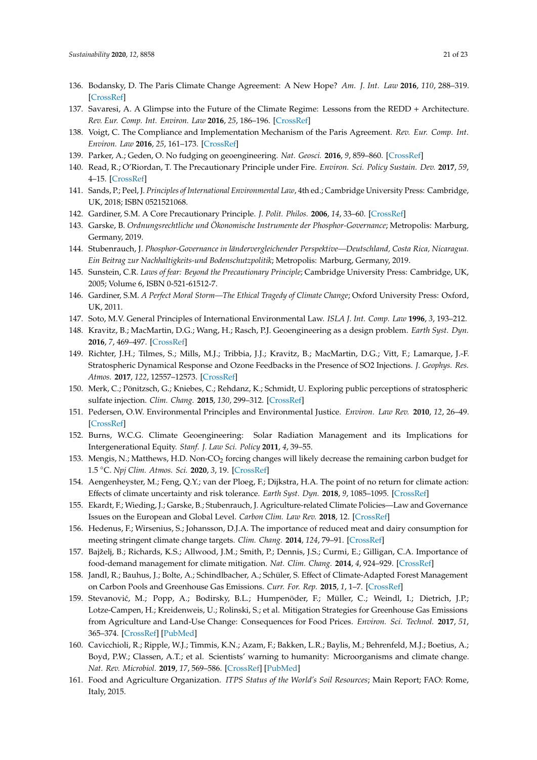136. Bodansky, D. The Paris Climate Change Agreement: A New Hope? *Am. J. Int. Law* **2016**, *110*, 288–319. [CrossRef]
137. Savaresi, A. A Glimpse into the Future of the Climate Regime: Lessons from the REDD + Architecture. *Rev. Eur. Comp. Int. Environ. Law* **2016**, *25*, 186–196. [CrossRef]
138. Voigt, C. The Compliance and Implementation Mechanism of the Paris Agreement. *Rev. Eur. Comp. Int. Environ. Law* **2016**, *25*, 161–173. [CrossRef]
139. Parker, A.; Geden, O. No fudging on geoengineering. *Nat. Geosci.* **2016**, *9*, 859–860. [CrossRef]
140. Read, R.; O'Riordan, T. The Precautionary Principle under Fire. *Environ. Sci. Policy Sustain. Dev.* **2017**, *59*, 4–15. [CrossRef]
141. Sands, P.; Peel, J. *Principles of International Environmental Law*, 4th ed.; Cambridge University Press: Cambridge, UK, 2018; ISBN 0521521068.
142. Gardiner, S.M. A Core Precautionary Principle. *J. Polit. Philos.* **2006**, *14*, 33–60. [CrossRef]
143. Garske, B. *Ordnungsrechtliche und Ökonomische Instrumente der Phosphor-Governance*; Metropolis: Marburg, Germany, 2019.
144. Stubenrauch, J. *Phosphor-Governance in ländervergleichender Perspektive—Deutschland, Costa Rica, Nicaragua. Ein Beitrag zur Nachhaltigkeits-und Bodenschutzpolitik*; Metropolis: Marburg, Germany, 2019.
145. Sunstein, C.R. *Laws of fear: Beyond the Precautionary Principle*; Cambridge University Press: Cambridge, UK, 2005; Volume 6, ISBN 0-521-61512-7.
146. Gardiner, S.M. *A Perfect Moral Storm—The Ethical Tragedy of Climate Change*; Oxford University Press: Oxford, UK, 2011.
147. Soto, M.V. General Principles of International Environmental Law. *ISLA J. Int. Comp. Law* **1996**, *3*, 193–212.
148. Kravitz, B.; MacMartin, D.G.; Wang, H.; Rasch, P.J. Geoengineering as a design problem. *Earth Syst. Dyn.* **2016**, *7*, 469–497. [CrossRef]
149. Richter, J.H.; Tilmes, S.; Mills, M.J.; Tribbia, J.J.; Kravitz, B.; MacMartin, D.G.; Vitt, F.; Lamarque, J.-F. Stratospheric Dynamical Response and Ozone Feedbacks in the Presence of SO2 Injections. *J. Geophys. Res. Atmos.* **2017**, *122*, 12557–12573. [CrossRef]
150. Merk, C.; Pönitzsch, G.; Kniebes, C.; Rehdanz, K.; Schmidt, U. Exploring public perceptions of stratospheric sulfate injection. *Clim. Chang.* **2015**, *130*, 299–312. [CrossRef]
151. Pedersen, O.W. Environmental Principles and Environmental Justice. *Environ. Law Rev.* **2010**, *12*, 26–49. [CrossRef]
152. Burns, W.C.G. Climate Geoengineering: Solar Radiation Management and its Implications for Intergenerational Equity. *Stanf. J. Law Sci. Policy* **2011**, *4*, 39–55.
153. Mengis, N.; Matthews, H.D. Non-$CO_2$ forcing changes will likely decrease the remaining carbon budget for 1.5 °C. *Npj Clim. Atmos. Sci.* **2020**, *3*, 19. [CrossRef]
154. Aengenheyster, M.; Feng, Q.Y.; van der Ploeg, F.; Dijkstra, H.A. The point of no return for climate action: Effects of climate uncertainty and risk tolerance. *Earth Syst. Dyn.* **2018**, *9*, 1085–1095. [CrossRef]
155. Ekardt, F.; Wieding, J.; Garske, B.; Stubenrauch, J. Agriculture-related Climate Policies—Law and Governance Issues on the European and Global Level. *Carbon Clim. Law Rev.* **2018**, 12. [CrossRef]
156. Hedenus, F.; Wirsenius, S.; Johansson, D.J.A. The importance of reduced meat and dairy consumption for meeting stringent climate change targets. *Clim. Chang.* **2014**, *124*, 79–91. [CrossRef]
157. Bajželj, B.; Richards, K.S.; Allwood, J.M.; Smith, P.; Dennis, J.S.; Curmi, E.; Gilligan, C.A. Importance of food-demand management for climate mitigation. *Nat. Clim. Chang.* **2014**, *4*, 924–929. [CrossRef]
158. Jandl, R.; Bauhus, J.; Bolte, A.; Schindlbacher, A.; Schüler, S. Effect of Climate-Adapted Forest Management on Carbon Pools and Greenhouse Gas Emissions. *Curr. For. Rep.* **2015**, *1*, 1–7. [CrossRef]
159. Stevanović, M.; Popp, A.; Bodirsky, B.L.; Humpenöder, F.; Müller, C.; Weindl, I.; Dietrich, J.P.; Lotze-Campen, H.; Kreidenweis, U.; Rolinski, S.; et al. Mitigation Strategies for Greenhouse Gas Emissions from Agriculture and Land-Use Change: Consequences for Food Prices. *Environ. Sci. Technol.* **2017**, *51*, 365–374. [CrossRef] [PubMed]
160. Cavicchioli, R.; Ripple, W.J.; Timmis, K.N.; Azam, F.; Bakken, L.R.; Baylis, M.; Behrenfeld, M.J.; Boetius, A.; Boyd, P.W.; Classen, A.T.; et al. Scientists' warning to humanity: Microorganisms and climate change. *Nat. Rev. Microbiol.* **2019**, *17*, 569–586. [CrossRef] [PubMed]
161. Food and Agriculture Organization. *ITPS Status of the World's Soil Resources*; Main Report; FAO: Rome, Italy, 2015.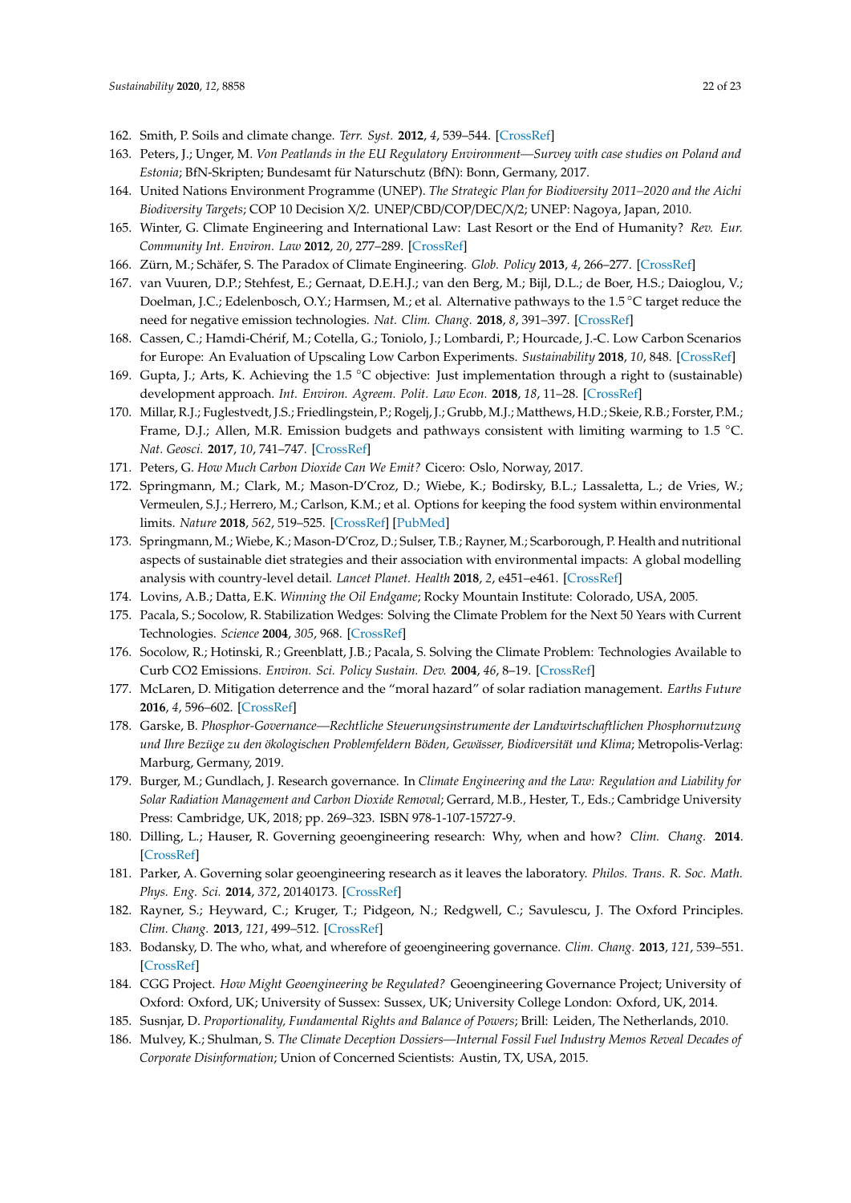162. Smith, P. Soils and climate change. *Terr. Syst.* **2012**, *4*, 539–544. [CrossRef]
163. Peters, J.; Unger, M. *Von Peatlands in the EU Regulatory Environment—Survey with case studies on Poland and Estonia*; BfN-Skripten; Bundesamt für Naturschutz (BfN): Bonn, Germany, 2017.
164. United Nations Environment Programme (UNEP). *The Strategic Plan for Biodiversity 2011–2020 and the Aichi Biodiversity Targets*; COP 10 Decision X/2. UNEP/CBD/COP/DEC/X/2; UNEP: Nagoya, Japan, 2010.
165. Winter, G. Climate Engineering and International Law: Last Resort or the End of Humanity? *Rev. Eur. Community Int. Environ. Law* **2012**, *20*, 277–289. [CrossRef]
166. Zürn, M.; Schäfer, S. The Paradox of Climate Engineering. *Glob. Policy* **2013**, *4*, 266–277. [CrossRef]
167. van Vuuren, D.P.; Stehfest, E.; Gernaat, D.E.H.J.; van den Berg, M.; Bijl, D.L.; de Boer, H.S.; Daioglou, V.; Doelman, J.C.; Edelenbosch, O.Y.; Harmsen, M.; et al. Alternative pathways to the 1.5 °C target reduce the need for negative emission technologies. *Nat. Clim. Chang.* **2018**, *8*, 391–397. [CrossRef]
168. Cassen, C.; Hamdi-Chérif, M.; Cotella, G.; Toniolo, J.; Lombardi, P.; Hourcade, J.-C. Low Carbon Scenarios for Europe: An Evaluation of Upscaling Low Carbon Experiments. *Sustainability* **2018**, *10*, 848. [CrossRef]
169. Gupta, J.; Arts, K. Achieving the 1.5 °C objective: Just implementation through a right to (sustainable) development approach. *Int. Environ. Agreem. Polit. Law Econ.* **2018**, *18*, 11–28. [CrossRef]
170. Millar, R.J.; Fuglestvedt, J.S.; Friedlingstein, P.; Rogelj, J.; Grubb, M.J.; Matthews, H.D.; Skeie, R.B.; Forster, P.M.; Frame, D.J.; Allen, M.R. Emission budgets and pathways consistent with limiting warming to 1.5 °C. *Nat. Geosci.* **2017**, *10*, 741–747. [CrossRef]
171. Peters, G. *How Much Carbon Dioxide Can We Emit?* Cicero: Oslo, Norway, 2017.
172. Springmann, M.; Clark, M.; Mason-D'Croz, D.; Wiebe, K.; Bodirsky, B.L.; Lassaletta, L.; de Vries, W.; Vermeulen, S.J.; Herrero, M.; Carlson, K.M.; et al. Options for keeping the food system within environmental limits. *Nature* **2018**, *562*, 519–525. [CrossRef] [PubMed]
173. Springmann, M.; Wiebe, K.; Mason-D'Croz, D.; Sulser, T.B.; Rayner, M.; Scarborough, P. Health and nutritional aspects of sustainable diet strategies and their association with environmental impacts: A global modelling analysis with country-level detail. *Lancet Planet. Health* **2018**, *2*, e451–e461. [CrossRef]
174. Lovins, A.B.; Datta, E.K. *Winning the Oil Endgame*; Rocky Mountain Institute: Colorado, USA, 2005.
175. Pacala, S.; Socolow, R. Stabilization Wedges: Solving the Climate Problem for the Next 50 Years with Current Technologies. *Science* **2004**, *305*, 968. [CrossRef]
176. Socolow, R.; Hotinski, R.; Greenblatt, J.B.; Pacala, S. Solving the Climate Problem: Technologies Available to Curb CO2 Emissions. *Environ. Sci. Policy Sustain. Dev.* **2004**, *46*, 8–19. [CrossRef]
177. McLaren, D. Mitigation deterrence and the "moral hazard" of solar radiation management. *Earths Future* **2016**, *4*, 596–602. [CrossRef]
178. Garske, B. *Phosphor-Governance—Rechtliche Steuerungsinstrumente der Landwirtschaftlichen Phosphornutzung und Ihre Bezüge zu den ökologischen Problemfeldern Böden, Gewässer, Biodiversität und Klima*; Metropolis-Verlag: Marburg, Germany, 2019.
179. Burger, M.; Gundlach, J. Research governance. In *Climate Engineering and the Law: Regulation and Liability for Solar Radiation Management and Carbon Dioxide Removal*; Gerrard, M.B., Hester, T., Eds.; Cambridge University Press: Cambridge, UK, 2018; pp. 269–323. ISBN 978-1-107-15727-9.
180. Dilling, L.; Hauser, R. Governing geoengineering research: Why, when and how? *Clim. Chang.* **2014**. [CrossRef]
181. Parker, A. Governing solar geoengineering research as it leaves the laboratory. *Philos. Trans. R. Soc. Math. Phys. Eng. Sci.* **2014**, *372*, 20140173. [CrossRef]
182. Rayner, S.; Heyward, C.; Kruger, T.; Pidgeon, N.; Redgwell, C.; Savulescu, J. The Oxford Principles. *Clim. Chang.* **2013**, *121*, 499–512. [CrossRef]
183. Bodansky, D. The who, what, and wherefore of geoengineering governance. *Clim. Chang.* **2013**, *121*, 539–551. [CrossRef]
184. CGG Project. *How Might Geoengineering be Regulated?* Geoengineering Governance Project; University of Oxford: Oxford, UK; University of Sussex: Sussex, UK; University College London: Oxford, UK, 2014.
185. Susnjar, D. *Proportionality, Fundamental Rights and Balance of Powers*; Brill: Leiden, The Netherlands, 2010.
186. Mulvey, K.; Shulman, S. *The Climate Deception Dossiers—Internal Fossil Fuel Industry Memos Reveal Decades of Corporate Disinformation*; Union of Concerned Scientists: Austin, TX, USA, 2015.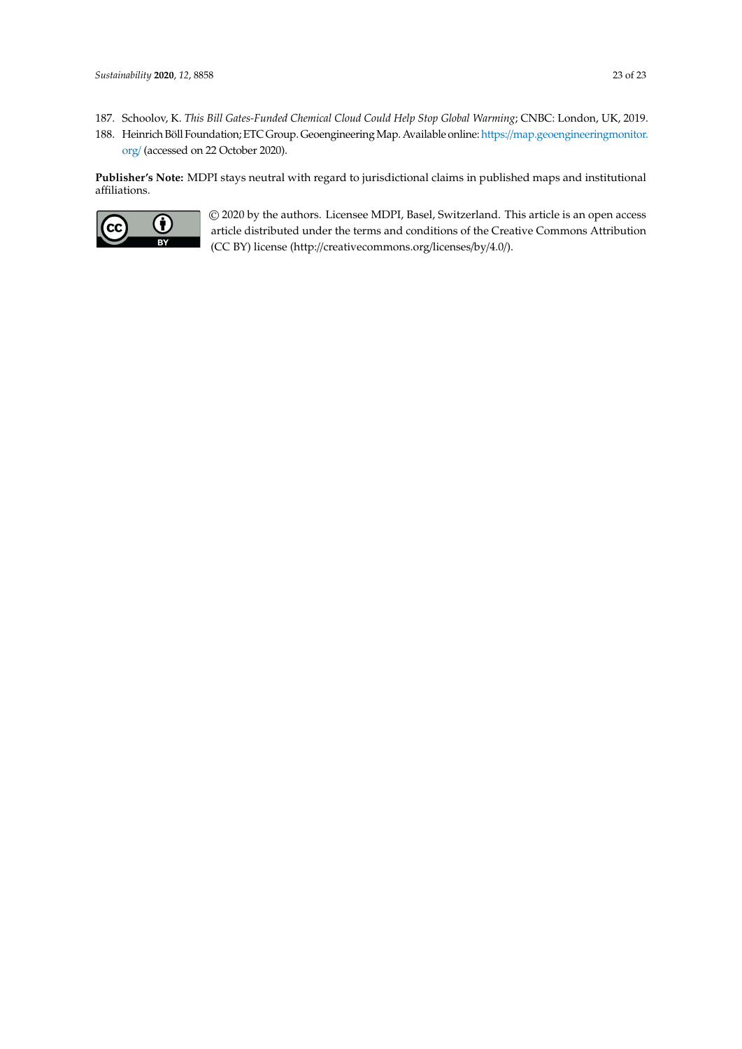187. Schoolov, K. *This Bill Gates-Funded Chemical Cloud Could Help Stop Global Warming*; CNBC: London, UK, 2019.
188. Heinrich Böll Foundation; ETC Group. Geoengineering Map. Available online: https://map.geoengineeringmonitor.org/ (accessed on 22 October 2020).

**Publisher's Note:** MDPI stays neutral with regard to jurisdictional claims in published maps and institutional affiliations.

© 2020 by the authors. Licensee MDPI, Basel, Switzerland. This article is an open access article distributed under the terms and conditions of the Creative Commons Attribution (CC BY) license (http://creativecommons.org/licenses/by/4.0/).